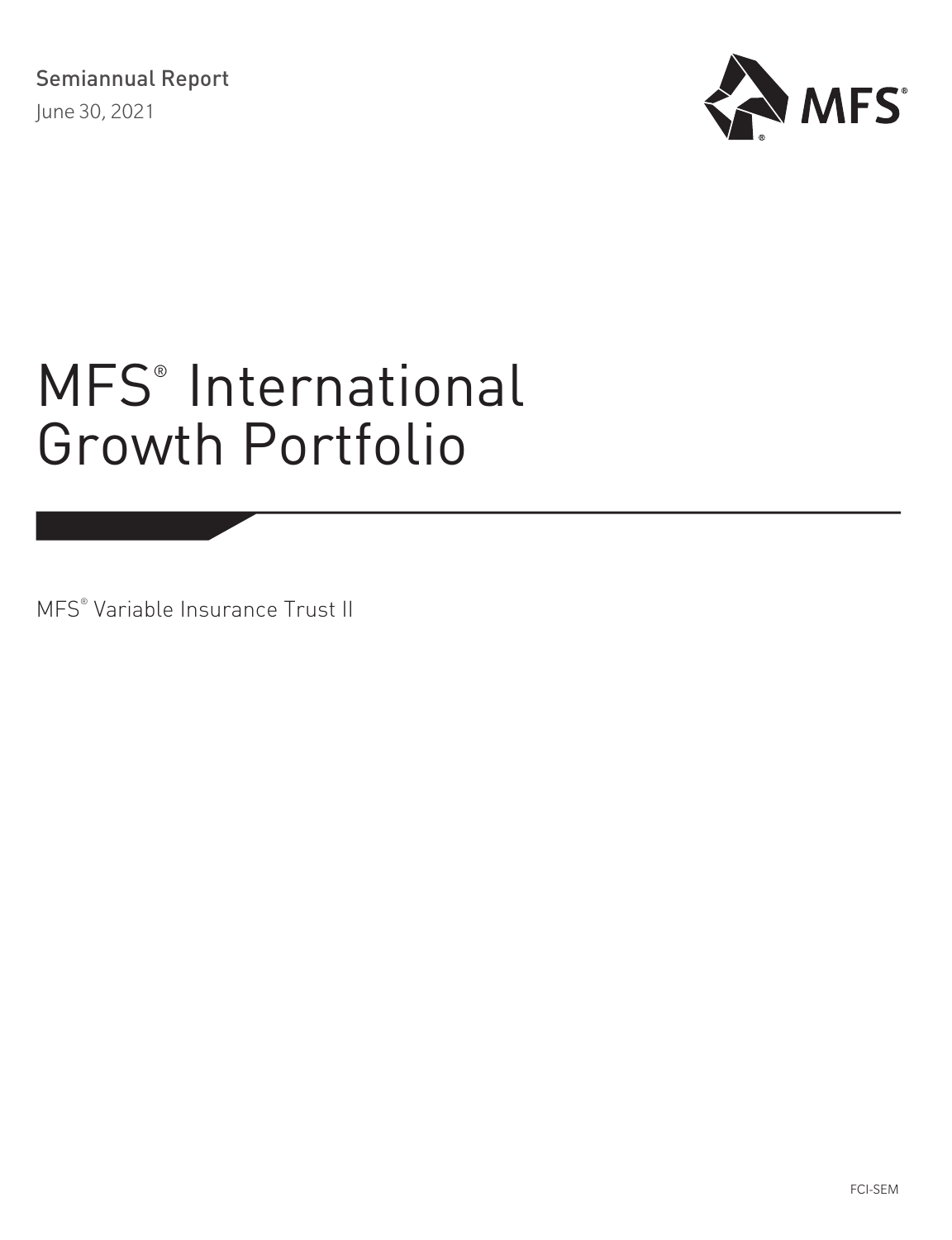Semiannual Report

June 30, 2021

MFS®

# MFS® International Growth Portfolio

MFS® Variable Insurance Trust II

FCI-SEM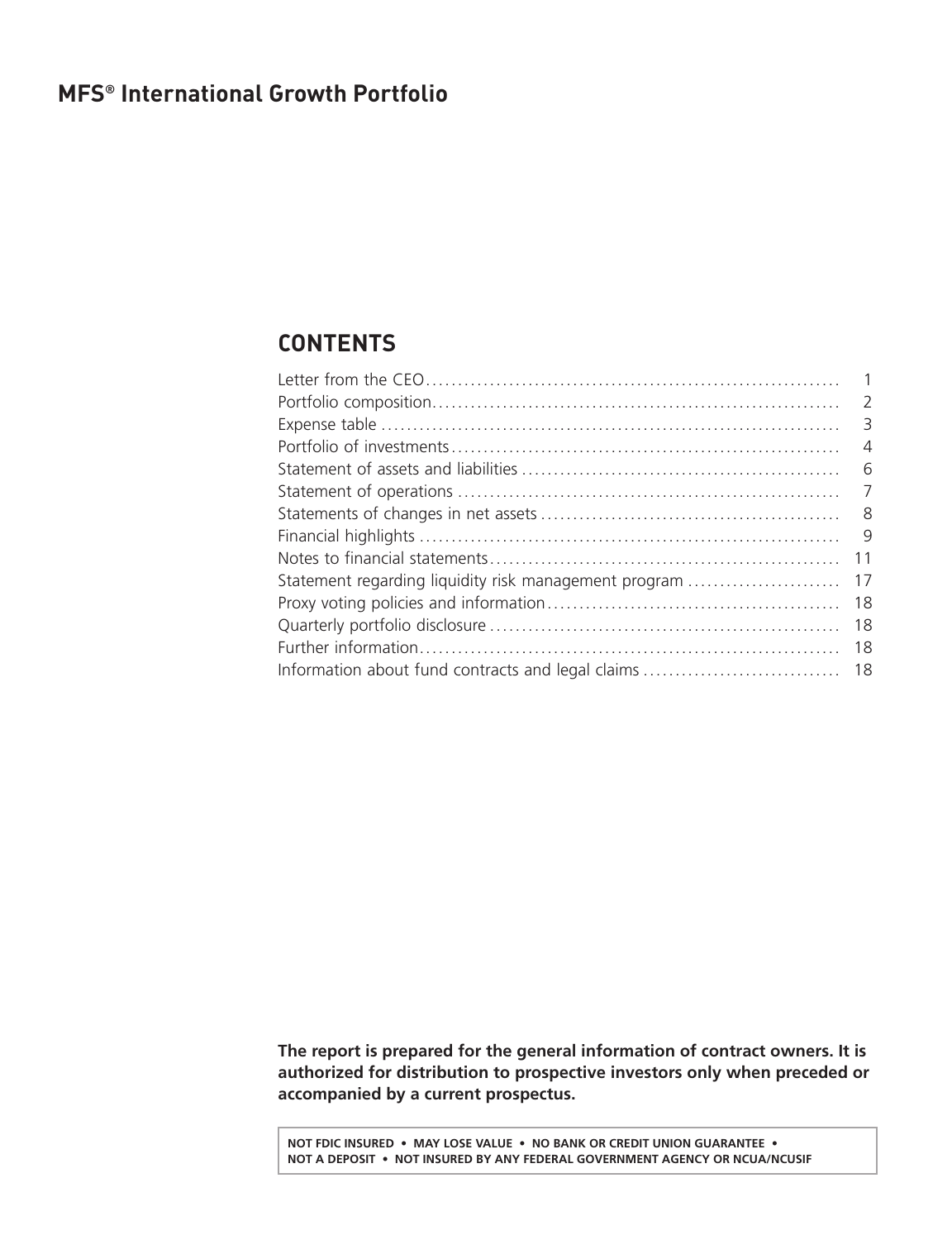# MFS® International Growth Portfolio

## CONTENTS

| | |
|---|---|
| Letter from the CEO | 1 |
| Portfolio composition | 2 |
| Expense table | 3 |
| Portfolio of investments | 4 |
| Statement of assets and liabilities | 6 |
| Statement of operations | 7 |
| Statements of changes in net assets | 8 |
| Financial highlights | 9 |
| Notes to financial statements | 11 |
| Statement regarding liquidity risk management program | 17 |
| Proxy voting policies and information | 18 |
| Quarterly portfolio disclosure | 18 |
| Further information | 18 |
| Information about fund contracts and legal claims | 18 |

**The report is prepared for the general information of contract owners. It is authorized for distribution to prospective investors only when preceded or accompanied by a current prospectus.**

**NOT FDIC INSURED • MAY LOSE VALUE • NO BANK OR CREDIT UNION GUARANTEE • NOT A DEPOSIT • NOT INSURED BY ANY FEDERAL GOVERNMENT AGENCY OR NCUA/NCUSIF**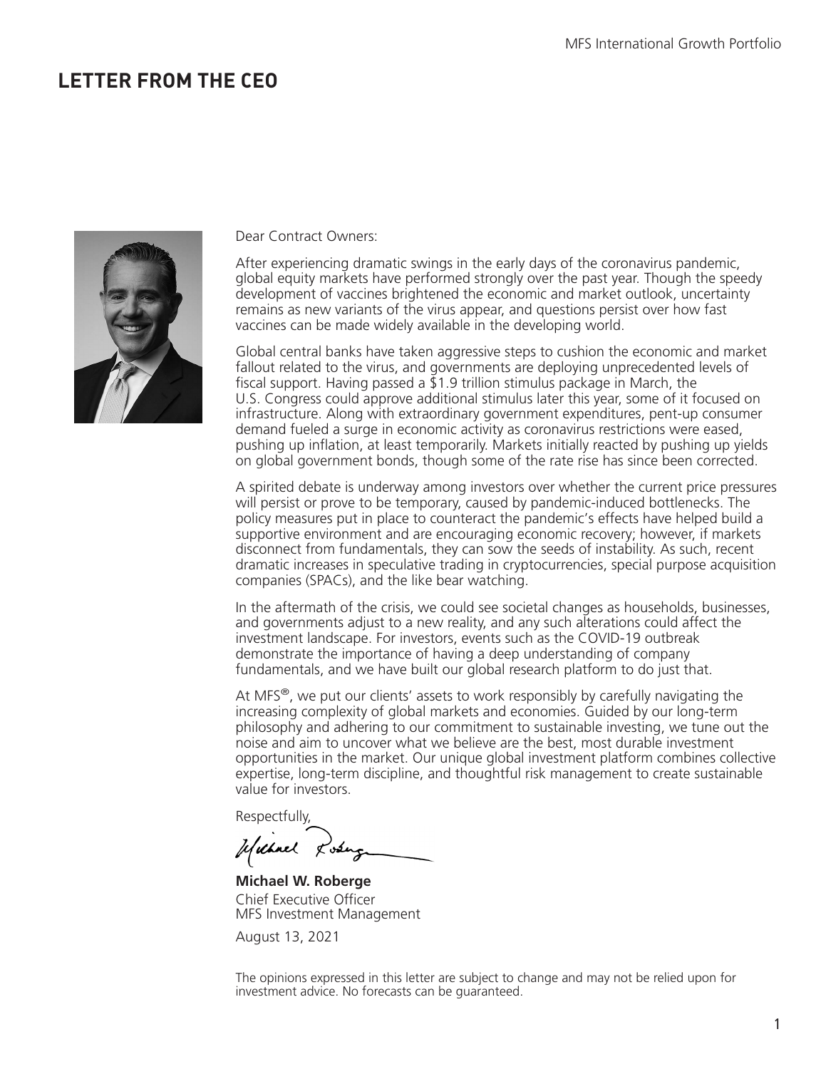# LETTER FROM THE CEO

Dear Contract Owners:

After experiencing dramatic swings in the early days of the coronavirus pandemic, global equity markets have performed strongly over the past year. Though the speedy development of vaccines brightened the economic and market outlook, uncertainty remains as new variants of the virus appear, and questions persist over how fast vaccines can be made widely available in the developing world.

Global central banks have taken aggressive steps to cushion the economic and market fallout related to the virus, and governments are deploying unprecedented levels of fiscal support. Having passed a $1.9 trillion stimulus package in March, the U.S. Congress could approve additional stimulus later this year, some of it focused on infrastructure. Along with extraordinary government expenditures, pent-up consumer demand fueled a surge in economic activity as coronavirus restrictions were eased, pushing up inflation, at least temporarily. Markets initially reacted by pushing up yields on global government bonds, though some of the rate rise has since been corrected.

A spirited debate is underway among investors over whether the current price pressures will persist or prove to be temporary, caused by pandemic-induced bottlenecks. The policy measures put in place to counteract the pandemic's effects have helped build a supportive environment and are encouraging economic recovery; however, if markets disconnect from fundamentals, they can sow the seeds of instability. As such, recent dramatic increases in speculative trading in cryptocurrencies, special purpose acquisition companies (SPACs), and the like bear watching.

In the aftermath of the crisis, we could see societal changes as households, businesses, and governments adjust to a new reality, and any such alterations could affect the investment landscape. For investors, events such as the COVID-19 outbreak demonstrate the importance of having a deep understanding of company fundamentals, and we have built our global research platform to do just that.

At MFS®, we put our clients' assets to work responsibly by carefully navigating the increasing complexity of global markets and economies. Guided by our long-term philosophy and adhering to our commitment to sustainable investing, we tune out the noise and aim to uncover what we believe are the best, most durable investment opportunities in the market. Our unique global investment platform combines collective expertise, long-term discipline, and thoughtful risk management to create sustainable value for investors.

Respectfully,

**Michael W. Roberge**
Chief Executive Officer
MFS Investment Management

August 13, 2021

The opinions expressed in this letter are subject to change and may not be relied upon for investment advice. No forecasts can be guaranteed.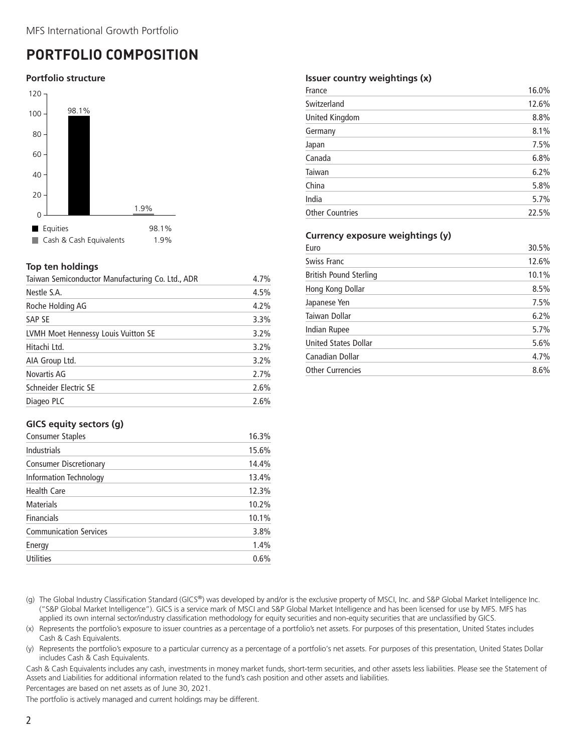MFS International Growth Portfolio

# PORTFOLIO COMPOSITION

### Portfolio structure

| | |
|---|---|
| Equities | 98.1% |
| Cash & Cash Equivalents | 1.9% |

### Top ten holdings

| | |
|---|---|
| Taiwan Semiconductor Manufacturing Co. Ltd., ADR | 4.7% |
| Nestle S.A. | 4.5% |
| Roche Holding AG | 4.2% |
| SAP SE | 3.3% |
| LVMH Moet Hennessy Louis Vuitton SE | 3.2% |
| Hitachi Ltd. | 3.2% |
| AIA Group Ltd. | 3.2% |
| Novartis AG | 2.7% |
| Schneider Electric SE | 2.6% |
| Diageo PLC | 2.6% |

### GICS equity sectors (g)

| | |
|---|---|
| Consumer Staples | 16.3% |
| Industrials | 15.6% |
| Consumer Discretionary | 14.4% |
| Information Technology | 13.4% |
| Health Care | 12.3% |
| Materials | 10.2% |
| Financials | 10.1% |
| Communication Services | 3.8% |
| Energy | 1.4% |
| Utilities | 0.6% |

### Issuer country weightings (x)

| | |
|---|---|
| France | 16.0% |
| Switzerland | 12.6% |
| United Kingdom | 8.8% |
| Germany | 8.1% |
| Japan | 7.5% |
| Canada | 6.8% |
| Taiwan | 6.2% |
| China | 5.8% |
| India | 5.7% |
| Other Countries | 22.5% |

### Currency exposure weightings (y)

| | |
|---|---|
| Euro | 30.5% |
| Swiss Franc | 12.6% |
| British Pound Sterling | 10.1% |
| Hong Kong Dollar | 8.5% |
| Japanese Yen | 7.5% |
| Taiwan Dollar | 6.2% |
| Indian Rupee | 5.7% |
| United States Dollar | 5.6% |
| Canadian Dollar | 4.7% |
| Other Currencies | 8.6% |

(g) The Global Industry Classification Standard (GICS®) was developed by and/or is the exclusive property of MSCI, Inc. and S&P Global Market Intelligence Inc. ("S&P Global Market Intelligence"). GICS is a service mark of MSCI and S&P Global Market Intelligence and has been licensed for use by MFS. MFS has applied its own internal sector/industry classification methodology for equity securities and non-equity securities that are unclassified by GICS.

(x) Represents the portfolio's exposure to issuer countries as a percentage of a portfolio's net assets. For purposes of this presentation, United States includes Cash & Cash Equivalents.

(y) Represents the portfolio's exposure to a particular currency as a percentage of a portfolio's net assets. For purposes of this presentation, United States Dollar includes Cash & Cash Equivalents.

Cash & Cash Equivalents includes any cash, investments in money market funds, short-term securities, and other assets less liabilities. Please see the Statement of Assets and Liabilities for additional information related to the fund's cash position and other assets and liabilities.

Percentages are based on net assets as of June 30, 2021.

The portfolio is actively managed and current holdings may be different.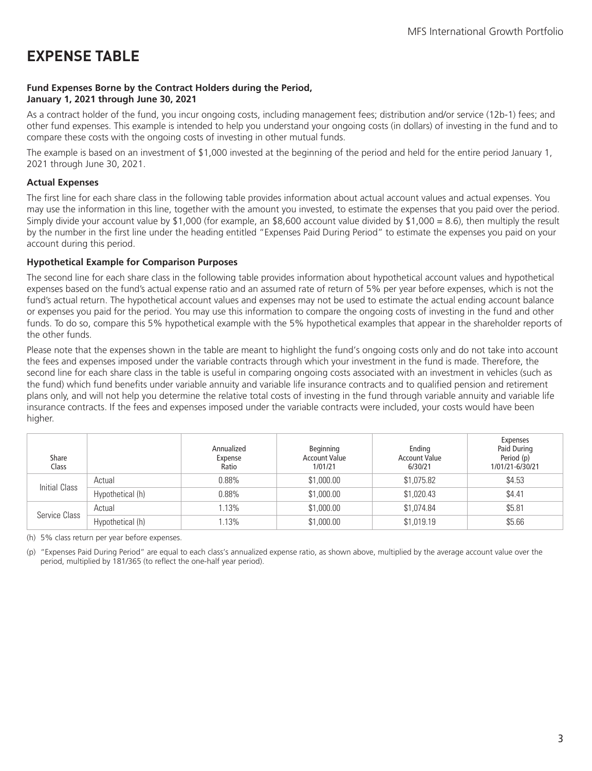# EXPENSE TABLE

**Fund Expenses Borne by the Contract Holders during the Period, January 1, 2021 through June 30, 2021**

As a contract holder of the fund, you incur ongoing costs, including management fees; distribution and/or service (12b-1) fees; and other fund expenses. This example is intended to help you understand your ongoing costs (in dollars) of investing in the fund and to compare these costs with the ongoing costs of investing in other mutual funds.

The example is based on an investment of $1,000 invested at the beginning of the period and held for the entire period January 1, 2021 through June 30, 2021.

### Actual Expenses

The first line for each share class in the following table provides information about actual account values and actual expenses. You may use the information in this line, together with the amount you invested, to estimate the expenses that you paid over the period. Simply divide your account value by $1,000 (for example, an $8,600 account value divided by $1,000 = 8.6), then multiply the result by the number in the first line under the heading entitled "Expenses Paid During Period" to estimate the expenses you paid on your account during this period.

### Hypothetical Example for Comparison Purposes

The second line for each share class in the following table provides information about hypothetical account values and hypothetical expenses based on the fund's actual expense ratio and an assumed rate of return of 5% per year before expenses, which is not the fund's actual return. The hypothetical account values and expenses may not be used to estimate the actual ending account balance or expenses you paid for the period. You may use this information to compare the ongoing costs of investing in the fund and other funds. To do so, compare this 5% hypothetical example with the 5% hypothetical examples that appear in the shareholder reports of the other funds.

Please note that the expenses shown in the table are meant to highlight the fund's ongoing costs only and do not take into account the fees and expenses imposed under the variable contracts through which your investment in the fund is made. Therefore, the second line for each share class in the table is useful in comparing ongoing costs associated with an investment in vehicles (such as the fund) which fund benefits under variable annuity and variable life insurance contracts and to qualified pension and retirement plans only, and will not help you determine the relative total costs of investing in the fund through variable annuity and variable life insurance contracts. If the fees and expenses imposed under the variable contracts were included, your costs would have been higher.

| Share Class | | Annualized Expense Ratio | Beginning Account Value 1/01/21 | Ending Account Value 6/30/21 | Expenses Paid During Period (p) 1/01/21-6/30/21 |
|---|---|---|---|---|---|
| Initial Class | Actual | 0.88% | $1,000.00 | $1,075.82 | $4.53 |
| | Hypothetical (h) | 0.88% | $1,000.00 | $1,020.43 | $4.41 |
| Service Class | Actual | 1.13% | $1,000.00 | $1,074.84 | $5.81 |
| | Hypothetical (h) | 1.13% | $1,000.00 | $1,019.19 | $5.66 |

(h) 5% class return per year before expenses.

(p) "Expenses Paid During Period" are equal to each class's annualized expense ratio, as shown above, multiplied by the average account value over the period, multiplied by 181/365 (to reflect the one-half year period).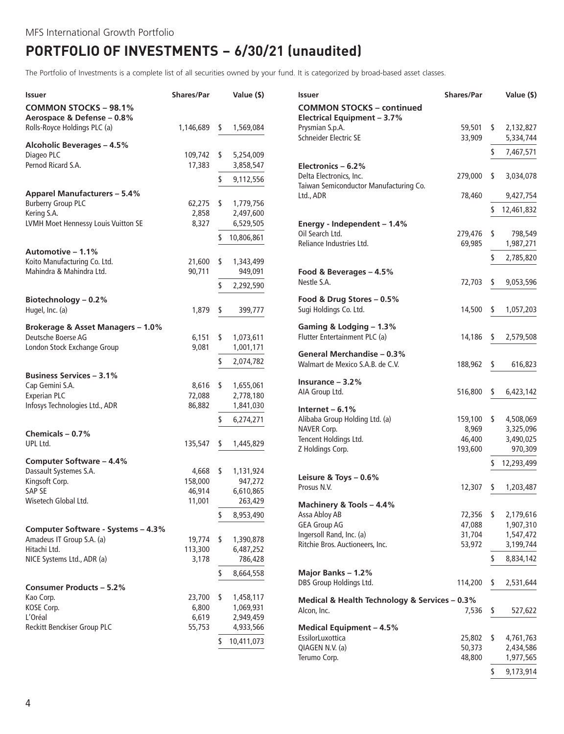MFS International Growth Portfolio

# PORTFOLIO OF INVESTMENTS – 6/30/21 (unaudited)

The Portfolio of Investments is a complete list of all securities owned by your fund. It is categorized by broad-based asset classes.

| Issuer | Shares/Par | Value ($) |
|---|---|---|
| **COMMON STOCKS – 98.1%** | | |
| **Aerospace & Defense – 0.8%** | | |
| Rolls-Royce Holdings PLC (a) | 1,146,689 | $ 1,569,084 |
| **Alcoholic Beverages – 4.5%** | | |
| Diageo PLC | 109,742 | $ 5,254,009 |
| Pernod Ricard S.A. | 17,383 | 3,858,547 |
| | | $ 9,112,556 |
| **Apparel Manufacturers – 5.4%** | | |
| Burberry Group PLC | 62,275 | $ 1,779,756 |
| Kering S.A. | 2,858 | 2,497,600 |
| LVMH Moet Hennessy Louis Vuitton SE | 8,327 | 6,529,505 |
| | | $ 10,806,861 |
| **Automotive – 1.1%** | | |
| Koito Manufacturing Co. Ltd. | 21,600 | $ 1,343,499 |
| Mahindra & Mahindra Ltd. | 90,711 | 949,091 |
| | | $ 2,292,590 |
| **Biotechnology – 0.2%** | | |
| Hugel, Inc. (a) | 1,879 | $ 399,777 |
| **Brokerage & Asset Managers – 1.0%** | | |
| Deutsche Boerse AG | 6,151 | $ 1,073,611 |
| London Stock Exchange Group | 9,081 | 1,001,171 |
| | | $ 2,074,782 |
| **Business Services – 3.1%** | | |
| Cap Gemini S.A. | 8,616 | $ 1,655,061 |
| Experian PLC | 72,088 | 2,778,180 |
| Infosys Technologies Ltd., ADR | 86,882 | 1,841,030 |
| | | $ 6,274,271 |
| **Chemicals – 0.7%** | | |
| UPL Ltd. | 135,547 | $ 1,445,829 |
| **Computer Software – 4.4%** | | |
| Dassault Systemes S.A. | 4,668 | $ 1,131,924 |
| Kingsoft Corp. | 158,000 | 947,272 |
| SAP SE | 46,914 | 6,610,865 |
| Wisetech Global Ltd. | 11,001 | 263,429 |
| | | $ 8,953,490 |
| **Computer Software - Systems – 4.3%** | | |
| Amadeus IT Group S.A. (a) | 19,774 | $ 1,390,878 |
| Hitachi Ltd. | 113,300 | 6,487,252 |
| NICE Systems Ltd., ADR (a) | 3,178 | 786,428 |
| | | $ 8,664,558 |
| **Consumer Products – 5.2%** | | |
| Kao Corp. | 23,700 | $ 1,458,117 |
| KOSE Corp. | 6,800 | 1,069,931 |
| L'Oréal | 6,619 | 2,949,459 |
| Reckitt Benckiser Group PLC | 55,753 | 4,933,566 |
| | | $ 10,411,073 |
| **COMMON STOCKS – continued** | | |
| **Electrical Equipment – 3.7%** | | |
| Prysmian S.p.A. | 59,501 | $ 2,132,827 |
| Schneider Electric SE | 33,909 | 5,334,744 |
| | | $ 7,467,571 |
| **Electronics – 6.2%** | | |
| Delta Electronics, Inc. | 279,000 | $ 3,034,078 |
| Taiwan Semiconductor Manufacturing Co. Ltd., ADR | 78,460 | 9,427,754 |
| | | $ 12,461,832 |
| **Energy - Independent – 1.4%** | | |
| Oil Search Ltd. | 279,476 | $ 798,549 |
| Reliance Industries Ltd. | 69,985 | 1,987,271 |
| | | $ 2,785,820 |
| **Food & Beverages – 4.5%** | | |
| Nestle S.A. | 72,703 | $ 9,053,596 |
| **Food & Drug Stores – 0.5%** | | |
| Sugi Holdings Co. Ltd. | 14,500 | $ 1,057,203 |
| **Gaming & Lodging – 1.3%** | | |
| Flutter Entertainment PLC (a) | 14,186 | $ 2,579,508 |
| **General Merchandise – 0.3%** | | |
| Walmart de Mexico S.A.B. de C.V. | 188,962 | $ 616,823 |
| **Insurance – 3.2%** | | |
| AIA Group Ltd. | 516,800 | $ 6,423,142 |
| **Internet – 6.1%** | | |
| Alibaba Group Holding Ltd. (a) | 159,100 | $ 4,508,069 |
| NAVER Corp. | 8,969 | 3,325,096 |
| Tencent Holdings Ltd. | 46,400 | 3,490,025 |
| Z Holdings Corp. | 193,600 | 970,309 |
| | | $ 12,293,499 |
| **Leisure & Toys – 0.6%** | | |
| Prosus N.V. | 12,307 | $ 1,203,487 |
| **Machinery & Tools – 4.4%** | | |
| Assa Abloy AB | 72,356 | $ 2,179,616 |
| GEA Group AG | 47,088 | 1,907,310 |
| Ingersoll Rand, Inc. (a) | 31,704 | 1,547,472 |
| Ritchie Bros. Auctioneers, Inc. | 53,972 | 3,199,744 |
| | | $ 8,834,142 |
| **Major Banks – 1.2%** | | |
| DBS Group Holdings Ltd. | 114,200 | $ 2,531,644 |
| **Medical & Health Technology & Services – 0.3%** | | |
| Alcon, Inc. | 7,536 | $ 527,622 |
| **Medical Equipment – 4.5%** | | |
| EssilorLuxottica | 25,802 | $ 4,761,763 |
| QIAGEN N.V. (a) | 50,373 | 2,434,586 |
| Terumo Corp. | 48,800 | 1,977,565 |
| | | $ 9,173,914 |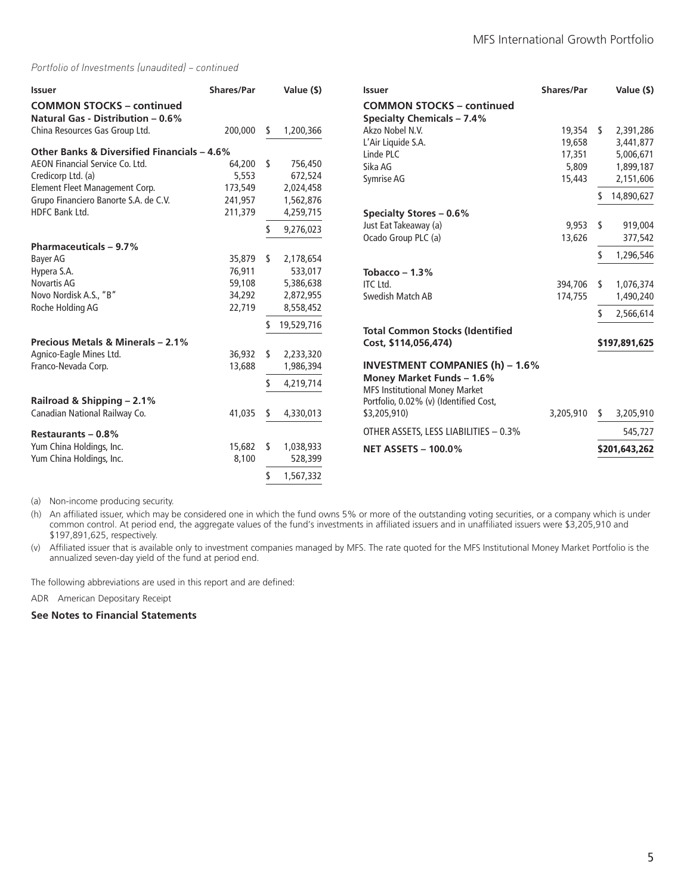*Portfolio of Investments (unaudited) – continued*

| Issuer | Shares/Par | Value ($) |
|---|---|---|
| **COMMON STOCKS – continued** | | |
| **Natural Gas - Distribution – 0.6%** | | |
| China Resources Gas Group Ltd. | 200,000 | $ 1,200,366 |
| **Other Banks & Diversified Financials – 4.6%** | | |
| AEON Financial Service Co. Ltd. | 64,200 | $ 756,450 |
| Credicorp Ltd. (a) | 5,553 | 672,524 |
| Element Fleet Management Corp. | 173,549 | 2,024,458 |
| Grupo Financiero Banorte S.A. de C.V. | 241,957 | 1,562,876 |
| HDFC Bank Ltd. | 211,379 | 4,259,715 |
| | | $ 9,276,023 |
| **Pharmaceuticals – 9.7%** | | |
| Bayer AG | 35,879 | $ 2,178,654 |
| Hypera S.A. | 76,911 | 533,017 |
| Novartis AG | 59,108 | 5,386,638 |
| Novo Nordisk A.S., "B" | 34,292 | 2,872,955 |
| Roche Holding AG | 22,719 | 8,558,452 |
| | | $ 19,529,716 |
| **Precious Metals & Minerals – 2.1%** | | |
| Agnico-Eagle Mines Ltd. | 36,932 | $ 2,233,320 |
| Franco-Nevada Corp. | 13,688 | 1,986,394 |
| | | $ 4,219,714 |
| **Railroad & Shipping – 2.1%** | | |
| Canadian National Railway Co. | 41,035 | $ 4,330,013 |
| **Restaurants – 0.8%** | | |
| Yum China Holdings, Inc. | 15,682 | $ 1,038,933 |
| Yum China Holdings, Inc. | 8,100 | 528,399 |
| | | $ 1,567,332 |
| **COMMON STOCKS – continued** | | |
| **Specialty Chemicals – 7.4%** | | |
| Akzo Nobel N.V. | 19,354 | $ 2,391,286 |
| L'Air Liquide S.A. | 19,658 | 3,441,877 |
| Linde PLC | 17,351 | 5,006,671 |
| Sika AG | 5,809 | 1,899,187 |
| Symrise AG | 15,443 | 2,151,606 |
| | | $ 14,890,627 |
| **Specialty Stores – 0.6%** | | |
| Just Eat Takeaway (a) | 9,953 | $ 919,004 |
| Ocado Group PLC (a) | 13,626 | 377,542 |
| | | $ 1,296,546 |
| **Tobacco – 1.3%** | | |
| ITC Ltd. | 394,706 | $ 1,076,374 |
| Swedish Match AB | 174,755 | 1,490,240 |
| | | $ 2,566,614 |
| **Total Common Stocks (Identified Cost, $114,056,474)** | | **$197,891,625** |
| **INVESTMENT COMPANIES (h) – 1.6%** | | |
| **Money Market Funds – 1.6%** | | |
| MFS Institutional Money Market Portfolio, 0.02% (v) (Identified Cost, $3,205,910) | 3,205,910 | $ 3,205,910 |
| OTHER ASSETS, LESS LIABILITIES – 0.3% | | 545,727 |
| **NET ASSETS – 100.0%** | | **$201,643,262** |

(a) Non-income producing security.

(h) An affiliated issuer, which may be considered one in which the fund owns 5% or more of the outstanding voting securities, or a company which is under common control. At period end, the aggregate values of the fund's investments in affiliated issuers and in unaffiliated issuers were $3,205,910 and $197,891,625, respectively.

(v) Affiliated issuer that is available only to investment companies managed by MFS. The rate quoted for the MFS Institutional Money Market Portfolio is the annualized seven-day yield of the fund at period end.

The following abbreviations are used in this report and are defined:

ADR American Depositary Receipt

**See Notes to Financial Statements**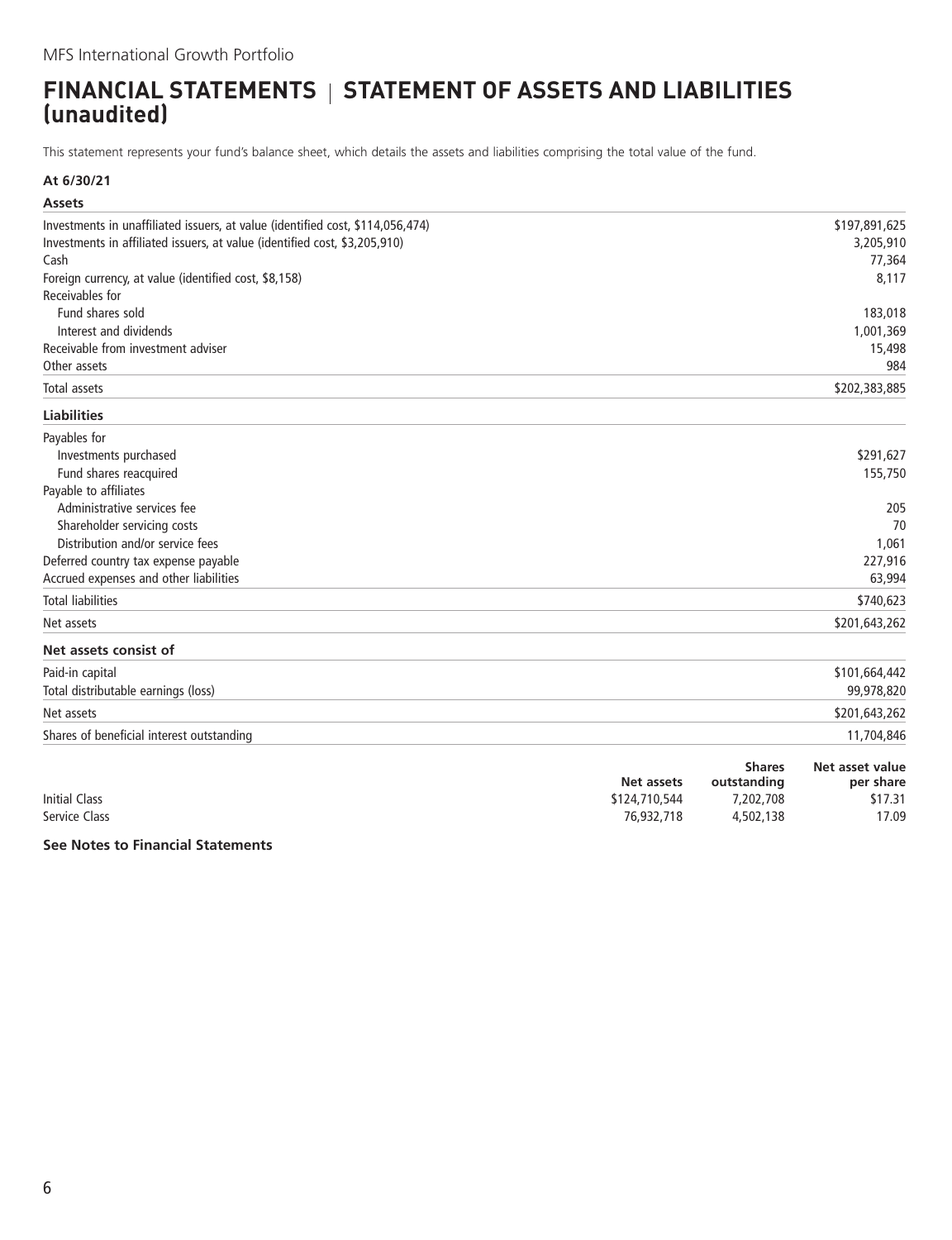# FINANCIAL STATEMENTS | STATEMENT OF ASSETS AND LIABILITIES (unaudited)

This statement represents your fund's balance sheet, which details the assets and liabilities comprising the total value of the fund.

**At 6/30/21**

| **Assets** | |
|---|---|
| Investments in unaffiliated issuers, at value (identified cost, $114,056,474) | $197,891,625 |
| Investments in affiliated issuers, at value (identified cost, $3,205,910) | 3,205,910 |
| Cash | 77,364 |
| Foreign currency, at value (identified cost, $8,158) | 8,117 |
| Receivables for | |
| Fund shares sold | 183,018 |
| Interest and dividends | 1,001,369 |
| Receivable from investment adviser | 15,498 |
| Other assets | 984 |
| Total assets | $202,383,885 |
| **Liabilities** | |
| Payables for | |
| Investments purchased | $291,627 |
| Fund shares reacquired | 155,750 |
| Payable to affiliates | |
| Administrative services fee | 205 |
| Shareholder servicing costs | 70 |
| Distribution and/or service fees | 1,061 |
| Deferred country tax expense payable | 227,916 |
| Accrued expenses and other liabilities | 63,994 |
| Total liabilities | $740,623 |
| Net assets | $201,643,262 |
| **Net assets consist of** | |
| Paid-in capital | $101,664,442 |
| Total distributable earnings (loss) | 99,978,820 |
| Net assets | $201,643,262 |
| Shares of beneficial interest outstanding | 11,704,846 |

| | Net assets | Shares outstanding | Net asset value per share |
|---|---|---|---|
| Initial Class | $124,710,544 | 7,202,708 | $17.31 |
| Service Class | 76,932,718 | 4,502,138 | 17.09 |

**See Notes to Financial Statements**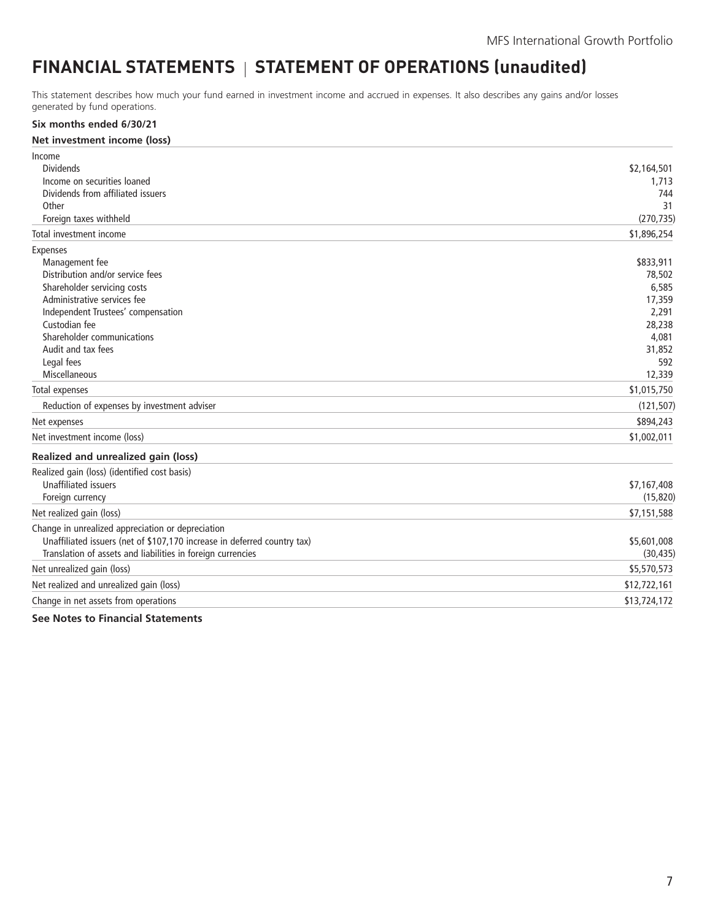# FINANCIAL STATEMENTS | STATEMENT OF OPERATIONS (unaudited)

This statement describes how much your fund earned in investment income and accrued in expenses. It also describes any gains and/or losses generated by fund operations.

**Six months ended 6/30/21**

| **Net investment income (loss)** | |
|---|---|
| Income | |
| Dividends | $2,164,501 |
| Income on securities loaned | 1,713 |
| Dividends from affiliated issuers | 744 |
| Other | 31 |
| Foreign taxes withheld | (270,735) |
| Total investment income | $1,896,254 |
| Expenses | |
| Management fee | $833,911 |
| Distribution and/or service fees | 78,502 |
| Shareholder servicing costs | 6,585 |
| Administrative services fee | 17,359 |
| Independent Trustees' compensation | 2,291 |
| Custodian fee | 28,238 |
| Shareholder communications | 4,081 |
| Audit and tax fees | 31,852 |
| Legal fees | 592 |
| Miscellaneous | 12,339 |
| Total expenses | $1,015,750 |
| Reduction of expenses by investment adviser | (121,507) |
| Net expenses | $894,243 |
| Net investment income (loss) | $1,002,011 |
| **Realized and unrealized gain (loss)** | |
| Realized gain (loss) (identified cost basis) | |
| Unaffiliated issuers | $7,167,408 |
| Foreign currency | (15,820) |
| Net realized gain (loss) | $7,151,588 |
| Change in unrealized appreciation or depreciation | |
| Unaffiliated issuers (net of $107,170 increase in deferred country tax) | $5,601,008 |
| Translation of assets and liabilities in foreign currencies | (30,435) |
| Net unrealized gain (loss) | $5,570,573 |
| Net realized and unrealized gain (loss) | $12,722,161 |
| Change in net assets from operations | $13,724,172 |

**See Notes to Financial Statements**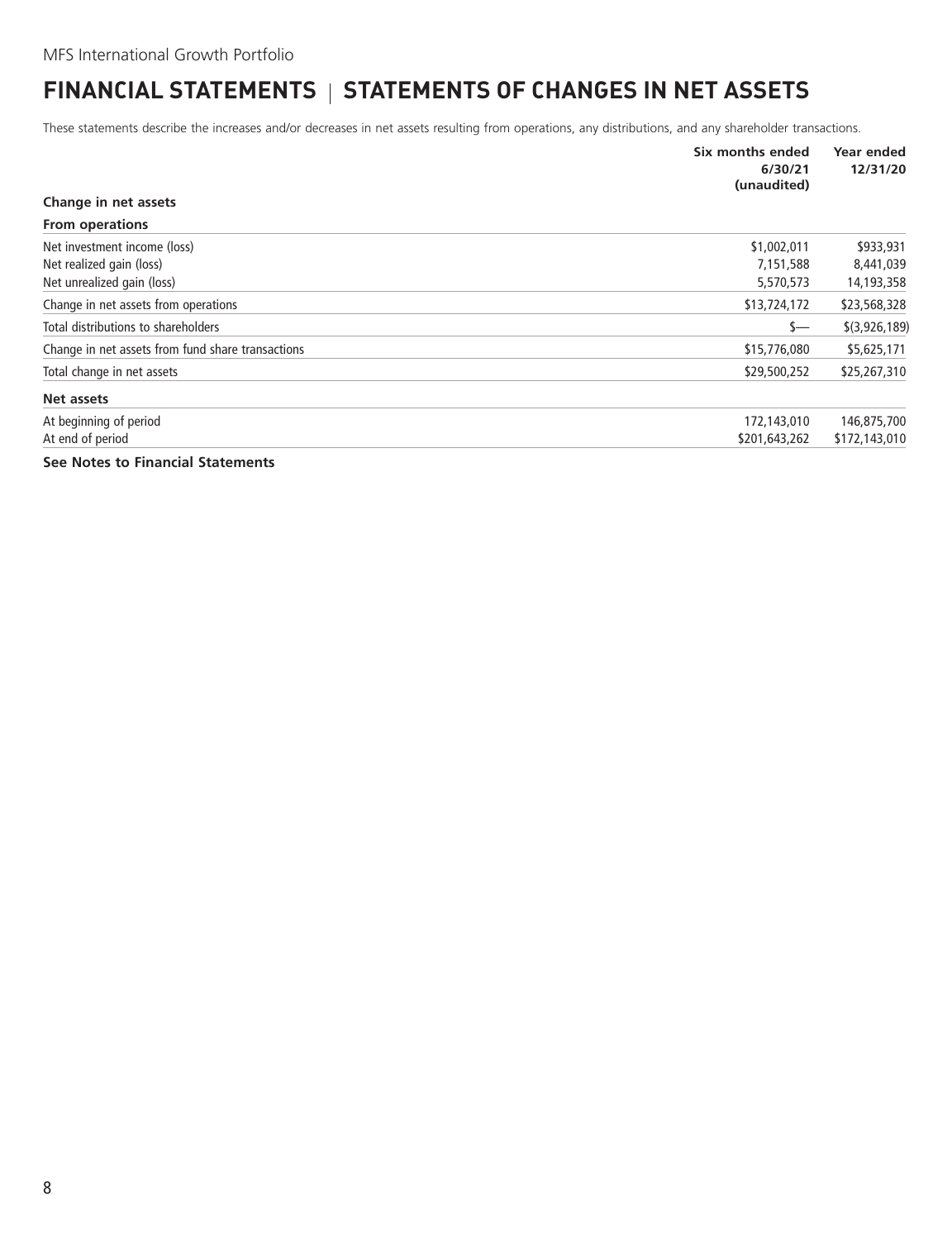# FINANCIAL STATEMENTS | STATEMENTS OF CHANGES IN NET ASSETS

These statements describe the increases and/or decreases in net assets resulting from operations, any distributions, and any shareholder transactions.

| | Six months ended 6/30/21 (unaudited) | Year ended 12/31/20 |
|---|---|---|
| **Change in net assets** | | |
| **From operations** | | |
| Net investment income (loss) | $1,002,011 | $933,931 |
| Net realized gain (loss) | 7,151,588 | 8,441,039 |
| Net unrealized gain (loss) | 5,570,573 | 14,193,358 |
| Change in net assets from operations | $13,724,172 | $23,568,328 |
| Total distributions to shareholders | $— | $(3,926,189) |
| Change in net assets from fund share transactions | $15,776,080 | $5,625,171 |
| Total change in net assets | $29,500,252 | $25,267,310 |
| **Net assets** | | |
| At beginning of period | 172,143,010 | 146,875,700 |
| At end of period | $201,643,262 | $172,143,010 |

**See Notes to Financial Statements**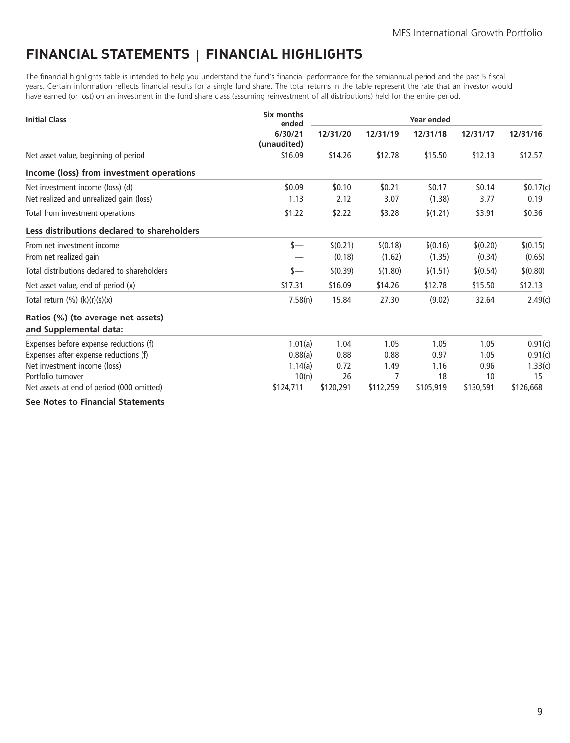# FINANCIAL STATEMENTS | FINANCIAL HIGHLIGHTS

The financial highlights table is intended to help you understand the fund's financial performance for the semiannual period and the past 5 fiscal years. Certain information reflects financial results for a single fund share. The total returns in the table represent the rate that an investor would have earned (or lost) on an investment in the fund share class (assuming reinvestment of all distributions) held for the entire period.

| Initial Class | Six months ended | Year ended | | | | |
|---|---|---|---|---|---|---|
| | 6/30/21 (unaudited) | 12/31/20 | 12/31/19 | 12/31/18 | 12/31/17 | 12/31/16 |
| Net asset value, beginning of period | $16.09 | $14.26 | $12.78 | $15.50 | $12.13 | $12.57 |
| **Income (loss) from investment operations** | | | | | | |
| Net investment income (loss) (d) | $0.09 | $0.10 | $0.21 | $0.17 | $0.14 | $0.17(c) |
| Net realized and unrealized gain (loss) | 1.13 | 2.12 | 3.07 | (1.38) | 3.77 | 0.19 |
| Total from investment operations | $1.22 | $2.22 | $3.28 | $(1.21) | $3.91 | $0.36 |
| **Less distributions declared to shareholders** | | | | | | |
| From net investment income | $— | $(0.21) | $(0.18) | $(0.16) | $(0.20) | $(0.15) |
| From net realized gain | — | (0.18) | (1.62) | (1.35) | (0.34) | (0.65) |
| Total distributions declared to shareholders | $— | $(0.39) | $(1.80) | $(1.51) | $(0.54) | $(0.80) |
| Net asset value, end of period (x) | $17.31 | $16.09 | $14.26 | $12.78 | $15.50 | $12.13 |
| Total return (%) (k)(r)(s)(x) | 7.58(n) | 15.84 | 27.30 | (9.02) | 32.64 | 2.49(c) |
| **Ratios (%) (to average net assets) and Supplemental data:** | | | | | | |
| Expenses before expense reductions (f) | 1.01(a) | 1.04 | 1.05 | 1.05 | 1.05 | 0.91(c) |
| Expenses after expense reductions (f) | 0.88(a) | 0.88 | 0.88 | 0.97 | 1.05 | 0.91(c) |
| Net investment income (loss) | 1.14(a) | 0.72 | 1.49 | 1.16 | 0.96 | 1.33(c) |
| Portfolio turnover | 10(n) | 26 | 7 | 18 | 10 | 15 |
| Net assets at end of period (000 omitted) | $124,711 | $120,291 | $112,259 | $105,919 | $130,591 | $126,668 |

**See Notes to Financial Statements**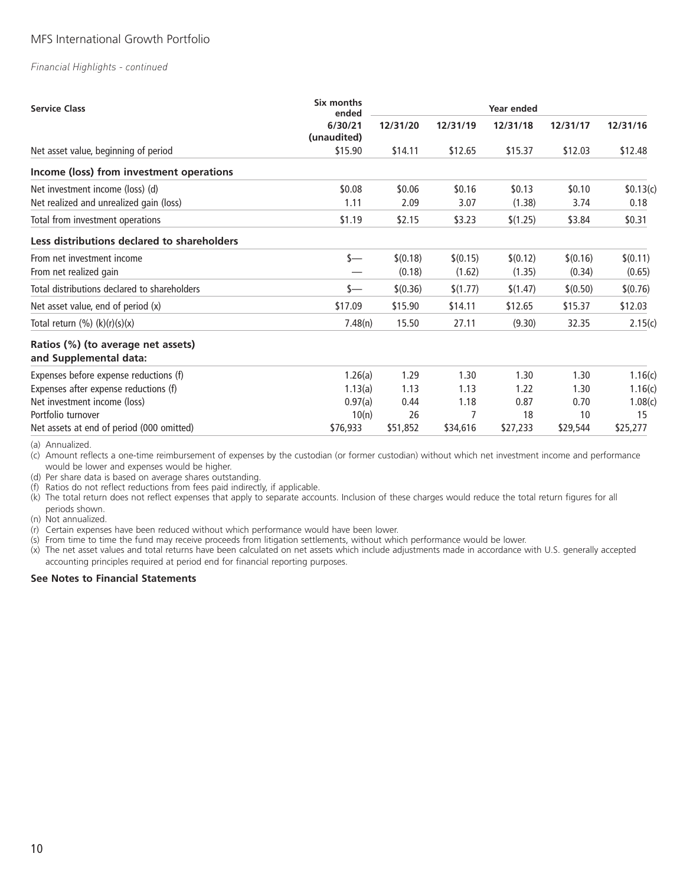*Financial Highlights - continued*

| Service Class | Six months ended | Year ended | | | | |
|---|---|---|---|---|---|---|
| | 6/30/21 (unaudited) | 12/31/20 | 12/31/19 | 12/31/18 | 12/31/17 | 12/31/16 |
| Net asset value, beginning of period | $15.90 | $14.11 | $12.65 | $15.37 | $12.03 | $12.48 |
| **Income (loss) from investment operations** | | | | | | |
| Net investment income (loss) (d) | $0.08 | $0.06 | $0.16 | $0.13 | $0.10 | $0.13(c) |
| Net realized and unrealized gain (loss) | 1.11 | 2.09 | 3.07 | (1.38) | 3.74 | 0.18 |
| Total from investment operations | $1.19 | $2.15 | $3.23 | $(1.25) | $3.84 | $0.31 |
| **Less distributions declared to shareholders** | | | | | | |
| From net investment income | $— | $(0.18) | $(0.15) | $(0.12) | $(0.16) | $(0.11) |
| From net realized gain | — | (0.18) | (1.62) | (1.35) | (0.34) | (0.65) |
| Total distributions declared to shareholders | $— | $(0.36) | $(1.77) | $(1.47) | $(0.50) | $(0.76) |
| Net asset value, end of period (x) | $17.09 | $15.90 | $14.11 | $12.65 | $15.37 | $12.03 |
| Total return (%) (k)(r)(s)(x) | 7.48(n) | 15.50 | 27.11 | (9.30) | 32.35 | 2.15(c) |
| **Ratios (%) (to average net assets) and Supplemental data:** | | | | | | |
| Expenses before expense reductions (f) | 1.26(a) | 1.29 | 1.30 | 1.30 | 1.30 | 1.16(c) |
| Expenses after expense reductions (f) | 1.13(a) | 1.13 | 1.13 | 1.22 | 1.30 | 1.16(c) |
| Net investment income (loss) | 0.97(a) | 0.44 | 1.18 | 0.87 | 0.70 | 1.08(c) |
| Portfolio turnover | 10(n) | 26 | 7 | 18 | 10 | 15 |
| Net assets at end of period (000 omitted) | $76,933 | $51,852 | $34,616 | $27,233 | $29,544 | $25,277 |

(a) Annualized.
(c) Amount reflects a one-time reimbursement of expenses by the custodian (or former custodian) without which net investment income and performance would be lower and expenses would be higher.
(d) Per share data is based on average shares outstanding.
(f) Ratios do not reflect reductions from fees paid indirectly, if applicable.
(k) The total return does not reflect expenses that apply to separate accounts. Inclusion of these charges would reduce the total return figures for all periods shown.
(n) Not annualized.
(r) Certain expenses have been reduced without which performance would have been lower.
(s) From time to time the fund may receive proceeds from litigation settlements, without which performance would be lower.
(x) The net asset values and total returns have been calculated on net assets which include adjustments made in accordance with U.S. generally accepted accounting principles required at period end for financial reporting purposes.

**See Notes to Financial Statements**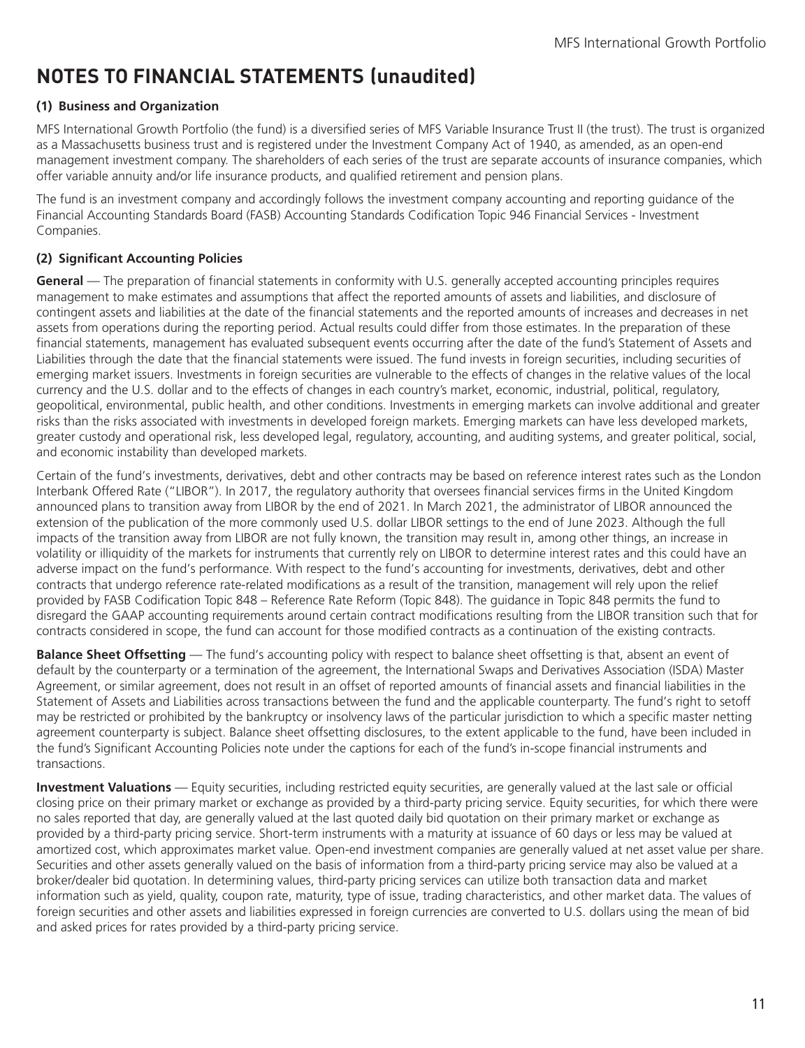# NOTES TO FINANCIAL STATEMENTS (unaudited)

### (1) Business and Organization

MFS International Growth Portfolio (the fund) is a diversified series of MFS Variable Insurance Trust II (the trust). The trust is organized as a Massachusetts business trust and is registered under the Investment Company Act of 1940, as amended, as an open-end management investment company. The shareholders of each series of the trust are separate accounts of insurance companies, which offer variable annuity and/or life insurance products, and qualified retirement and pension plans.

The fund is an investment company and accordingly follows the investment company accounting and reporting guidance of the Financial Accounting Standards Board (FASB) Accounting Standards Codification Topic 946 Financial Services - Investment Companies.

### (2) Significant Accounting Policies

**General** — The preparation of financial statements in conformity with U.S. generally accepted accounting principles requires management to make estimates and assumptions that affect the reported amounts of assets and liabilities, and disclosure of contingent assets and liabilities at the date of the financial statements and the reported amounts of increases and decreases in net assets from operations during the reporting period. Actual results could differ from those estimates. In the preparation of these financial statements, management has evaluated subsequent events occurring after the date of the fund's Statement of Assets and Liabilities through the date that the financial statements were issued. The fund invests in foreign securities, including securities of emerging market issuers. Investments in foreign securities are vulnerable to the effects of changes in the relative values of the local currency and the U.S. dollar and to the effects of changes in each country's market, economic, industrial, political, regulatory, geopolitical, environmental, public health, and other conditions. Investments in emerging markets can involve additional and greater risks than the risks associated with investments in developed foreign markets. Emerging markets can have less developed markets, greater custody and operational risk, less developed legal, regulatory, accounting, and auditing systems, and greater political, social, and economic instability than developed markets.

Certain of the fund's investments, derivatives, debt and other contracts may be based on reference interest rates such as the London Interbank Offered Rate ("LIBOR"). In 2017, the regulatory authority that oversees financial services firms in the United Kingdom announced plans to transition away from LIBOR by the end of 2021. In March 2021, the administrator of LIBOR announced the extension of the publication of the more commonly used U.S. dollar LIBOR settings to the end of June 2023. Although the full impacts of the transition away from LIBOR are not fully known, the transition may result in, among other things, an increase in volatility or illiquidity of the markets for instruments that currently rely on LIBOR to determine interest rates and this could have an adverse impact on the fund's performance. With respect to the fund's accounting for investments, derivatives, debt and other contracts that undergo reference rate-related modifications as a result of the transition, management will rely upon the relief provided by FASB Codification Topic 848 – Reference Rate Reform (Topic 848). The guidance in Topic 848 permits the fund to disregard the GAAP accounting requirements around certain contract modifications resulting from the LIBOR transition such that for contracts considered in scope, the fund can account for those modified contracts as a continuation of the existing contracts.

**Balance Sheet Offsetting** — The fund's accounting policy with respect to balance sheet offsetting is that, absent an event of default by the counterparty or a termination of the agreement, the International Swaps and Derivatives Association (ISDA) Master Agreement, or similar agreement, does not result in an offset of reported amounts of financial assets and financial liabilities in the Statement of Assets and Liabilities across transactions between the fund and the applicable counterparty. The fund's right to setoff may be restricted or prohibited by the bankruptcy or insolvency laws of the particular jurisdiction to which a specific master netting agreement counterparty is subject. Balance sheet offsetting disclosures, to the extent applicable to the fund, have been included in the fund's Significant Accounting Policies note under the captions for each of the fund's in-scope financial instruments and transactions.

**Investment Valuations** — Equity securities, including restricted equity securities, are generally valued at the last sale or official closing price on their primary market or exchange as provided by a third-party pricing service. Equity securities, for which there were no sales reported that day, are generally valued at the last quoted daily bid quotation on their primary market or exchange as provided by a third-party pricing service. Short-term instruments with a maturity at issuance of 60 days or less may be valued at amortized cost, which approximates market value. Open-end investment companies are generally valued at net asset value per share. Securities and other assets generally valued on the basis of information from a third-party pricing service may also be valued at a broker/dealer bid quotation. In determining values, third-party pricing services can utilize both transaction data and market information such as yield, quality, coupon rate, maturity, type of issue, trading characteristics, and other market data. The values of foreign securities and other assets and liabilities expressed in foreign currencies are converted to U.S. dollars using the mean of bid and asked prices for rates provided by a third-party pricing service.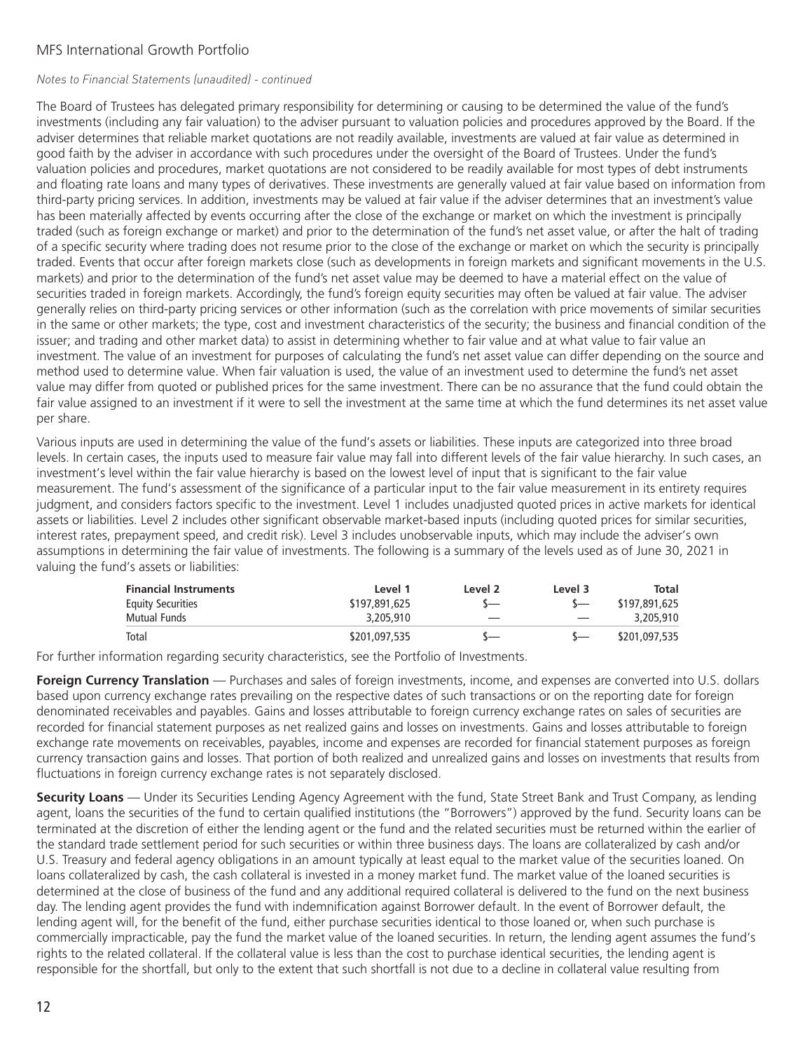*Notes to Financial Statements (unaudited) - continued*

The Board of Trustees has delegated primary responsibility for determining or causing to be determined the value of the fund's investments (including any fair valuation) to the adviser pursuant to valuation policies and procedures approved by the Board. If the adviser determines that reliable market quotations are not readily available, investments are valued at fair value as determined in good faith by the adviser in accordance with such procedures under the oversight of the Board of Trustees. Under the fund's valuation policies and procedures, market quotations are not considered to be readily available for most types of debt instruments and floating rate loans and many types of derivatives. These investments are generally valued at fair value based on information from third-party pricing services. In addition, investments may be valued at fair value if the adviser determines that an investment's value has been materially affected by events occurring after the close of the exchange or market on which the investment is principally traded (such as foreign exchange or market) and prior to the determination of the fund's net asset value, or after the halt of trading of a specific security where trading does not resume prior to the close of the exchange or market on which the security is principally traded. Events that occur after foreign markets close (such as developments in foreign markets and significant movements in the U.S. markets) and prior to the determination of the fund's net asset value may be deemed to have a material effect on the value of securities traded in foreign markets. Accordingly, the fund's foreign equity securities may often be valued at fair value. The adviser generally relies on third-party pricing services or other information (such as the correlation with price movements of similar securities in the same or other markets; the type, cost and investment characteristics of the security; the business and financial condition of the issuer; and trading and other market data) to assist in determining whether to fair value and at what value to fair value an investment. The value of an investment for purposes of calculating the fund's net asset value can differ depending on the source and method used to determine value. When fair valuation is used, the value of an investment used to determine the fund's net asset value may differ from quoted or published prices for the same investment. There can be no assurance that the fund could obtain the fair value assigned to an investment if it were to sell the investment at the same time at which the fund determines its net asset value per share.

Various inputs are used in determining the value of the fund's assets or liabilities. These inputs are categorized into three broad levels. In certain cases, the inputs used to measure fair value may fall into different levels of the fair value hierarchy. In such cases, an investment's level within the fair value hierarchy is based on the lowest level of input that is significant to the fair value measurement. The fund's assessment of the significance of a particular input to the fair value measurement in its entirety requires judgment, and considers factors specific to the investment. Level 1 includes unadjusted quoted prices in active markets for identical assets or liabilities. Level 2 includes other significant observable market-based inputs (including quoted prices for similar securities, interest rates, prepayment speed, and credit risk). Level 3 includes unobservable inputs, which may include the adviser's own assumptions in determining the fair value of investments. The following is a summary of the levels used as of June 30, 2021 in valuing the fund's assets or liabilities:

| Financial Instruments | Level 1 | Level 2 | Level 3 | Total |
|---|---|---|---|---|
| Equity Securities | $197,891,625 | $— | $— | $197,891,625 |
| Mutual Funds | 3,205,910 | — | — | 3,205,910 |
| Total | $201,097,535 | $— | $— | $201,097,535 |

For further information regarding security characteristics, see the Portfolio of Investments.

**Foreign Currency Translation** — Purchases and sales of foreign investments, income, and expenses are converted into U.S. dollars based upon currency exchange rates prevailing on the respective dates of such transactions or on the reporting date for foreign denominated receivables and payables. Gains and losses attributable to foreign currency exchange rates on sales of securities are recorded for financial statement purposes as net realized gains and losses on investments. Gains and losses attributable to foreign exchange rate movements on receivables, payables, income and expenses are recorded for financial statement purposes as foreign currency transaction gains and losses. That portion of both realized and unrealized gains and losses on investments that results from fluctuations in foreign currency exchange rates is not separately disclosed.

**Security Loans** — Under its Securities Lending Agency Agreement with the fund, State Street Bank and Trust Company, as lending agent, loans the securities of the fund to certain qualified institutions (the "Borrowers") approved by the fund. Security loans can be terminated at the discretion of either the lending agent or the fund and the related securities must be returned within the earlier of the standard trade settlement period for such securities or within three business days. The loans are collateralized by cash and/or U.S. Treasury and federal agency obligations in an amount typically at least equal to the market value of the securities loaned. On loans collateralized by cash, the cash collateral is invested in a money market fund. The market value of the loaned securities is determined at the close of business of the fund and any additional required collateral is delivered to the fund on the next business day. The lending agent provides the fund with indemnification against Borrower default. In the event of Borrower default, the lending agent will, for the benefit of the fund, either purchase securities identical to those loaned or, when such purchase is commercially impracticable, pay the fund the market value of the loaned securities. In return, the lending agent assumes the fund's rights to the related collateral. If the collateral value is less than the cost to purchase identical securities, the lending agent is responsible for the shortfall, but only to the extent that such shortfall is not due to a decline in collateral value resulting from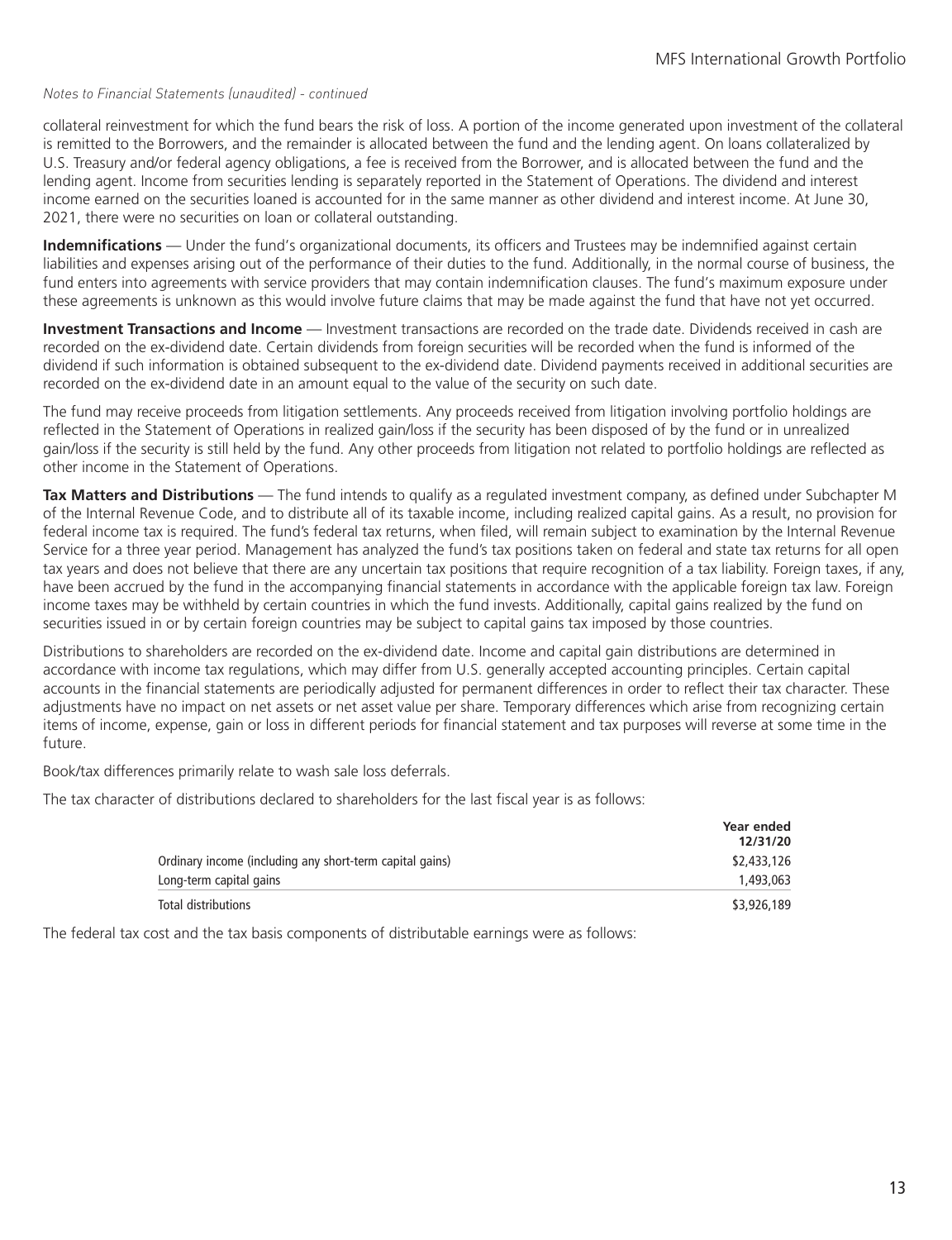*Notes to Financial Statements (unaudited) - continued*

collateral reinvestment for which the fund bears the risk of loss. A portion of the income generated upon investment of the collateral is remitted to the Borrowers, and the remainder is allocated between the fund and the lending agent. On loans collateralized by U.S. Treasury and/or federal agency obligations, a fee is received from the Borrower, and is allocated between the fund and the lending agent. Income from securities lending is separately reported in the Statement of Operations. The dividend and interest income earned on the securities loaned is accounted for in the same manner as other dividend and interest income. At June 30, 2021, there were no securities on loan or collateral outstanding.

**Indemnifications** — Under the fund's organizational documents, its officers and Trustees may be indemnified against certain liabilities and expenses arising out of the performance of their duties to the fund. Additionally, in the normal course of business, the fund enters into agreements with service providers that may contain indemnification clauses. The fund's maximum exposure under these agreements is unknown as this would involve future claims that may be made against the fund that have not yet occurred.

**Investment Transactions and Income** — Investment transactions are recorded on the trade date. Dividends received in cash are recorded on the ex-dividend date. Certain dividends from foreign securities will be recorded when the fund is informed of the dividend if such information is obtained subsequent to the ex-dividend date. Dividend payments received in additional securities are recorded on the ex-dividend date in an amount equal to the value of the security on such date.

The fund may receive proceeds from litigation settlements. Any proceeds received from litigation involving portfolio holdings are reflected in the Statement of Operations in realized gain/loss if the security has been disposed of by the fund or in unrealized gain/loss if the security is still held by the fund. Any other proceeds from litigation not related to portfolio holdings are reflected as other income in the Statement of Operations.

**Tax Matters and Distributions** — The fund intends to qualify as a regulated investment company, as defined under Subchapter M of the Internal Revenue Code, and to distribute all of its taxable income, including realized capital gains. As a result, no provision for federal income tax is required. The fund's federal tax returns, when filed, will remain subject to examination by the Internal Revenue Service for a three year period. Management has analyzed the fund's tax positions taken on federal and state tax returns for all open tax years and does not believe that there are any uncertain tax positions that require recognition of a tax liability. Foreign taxes, if any, have been accrued by the fund in the accompanying financial statements in accordance with the applicable foreign tax law. Foreign income taxes may be withheld by certain countries in which the fund invests. Additionally, capital gains realized by the fund on securities issued in or by certain foreign countries may be subject to capital gains tax imposed by those countries.

Distributions to shareholders are recorded on the ex-dividend date. Income and capital gain distributions are determined in accordance with income tax regulations, which may differ from U.S. generally accepted accounting principles. Certain capital accounts in the financial statements are periodically adjusted for permanent differences in order to reflect their tax character. These adjustments have no impact on net assets or net asset value per share. Temporary differences which arise from recognizing certain items of income, expense, gain or loss in different periods for financial statement and tax purposes will reverse at some time in the future.

Book/tax differences primarily relate to wash sale loss deferrals.

The tax character of distributions declared to shareholders for the last fiscal year is as follows:

| | Year ended 12/31/20 |
|---|---|
| Ordinary income (including any short-term capital gains) | $2,433,126 |
| Long-term capital gains | 1,493,063 |
| Total distributions | $3,926,189 |

The federal tax cost and the tax basis components of distributable earnings were as follows: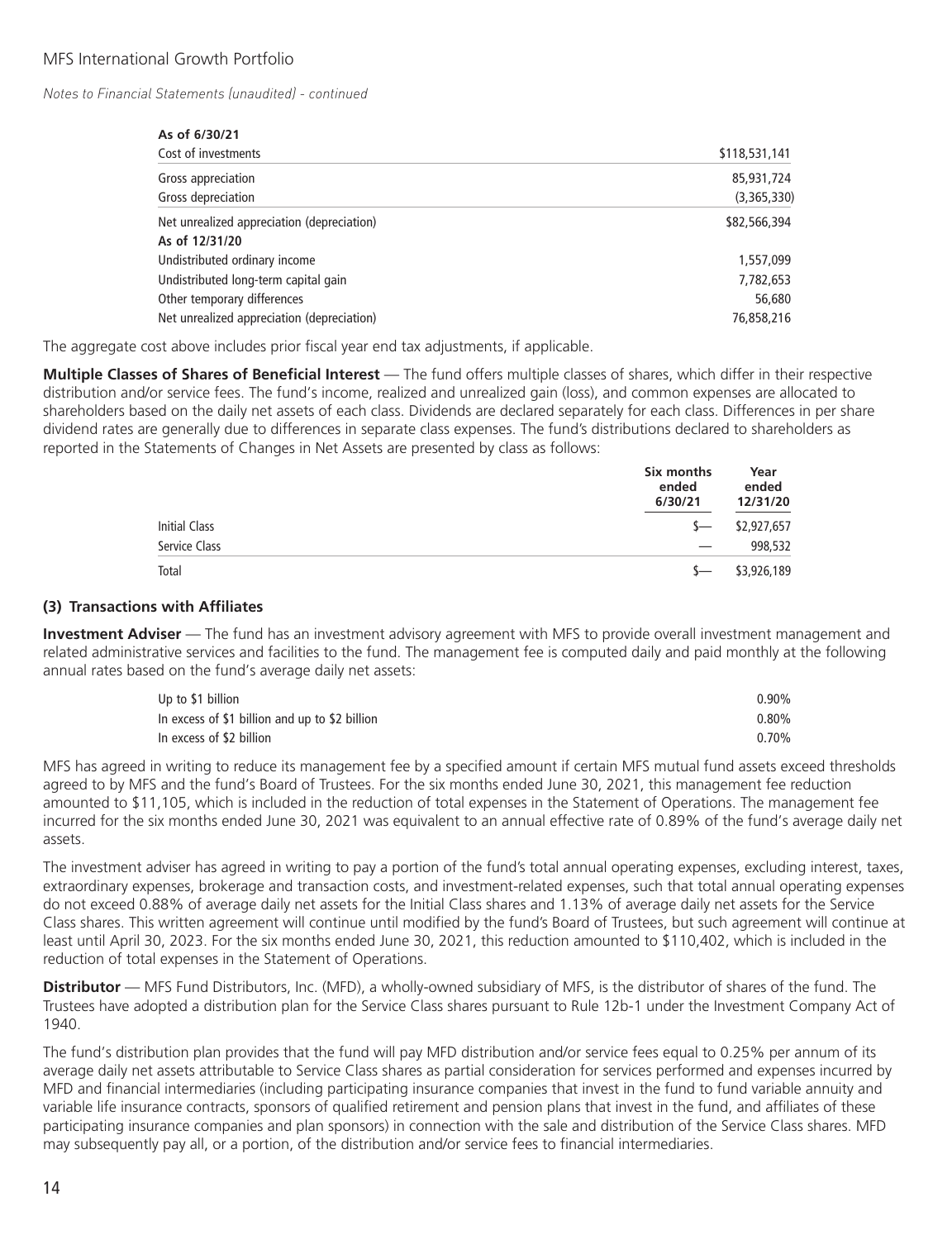*Notes to Financial Statements (unaudited) - continued*

| **As of 6/30/21** | |
|---|---|
| Cost of investments | $118,531,141 |
| Gross appreciation | 85,931,724 |
| Gross depreciation | (3,365,330) |
| Net unrealized appreciation (depreciation) | $82,566,394 |
| **As of 12/31/20** | |
| Undistributed ordinary income | 1,557,099 |
| Undistributed long-term capital gain | 7,782,653 |
| Other temporary differences | 56,680 |
| Net unrealized appreciation (depreciation) | 76,858,216 |

The aggregate cost above includes prior fiscal year end tax adjustments, if applicable.

**Multiple Classes of Shares of Beneficial Interest** — The fund offers multiple classes of shares, which differ in their respective distribution and/or service fees. The fund's income, realized and unrealized gain (loss), and common expenses are allocated to shareholders based on the daily net assets of each class. Dividends are declared separately for each class. Differences in per share dividend rates are generally due to differences in separate class expenses. The fund's distributions declared to shareholders as reported in the Statements of Changes in Net Assets are presented by class as follows:

| | Six months ended 6/30/21 | Year ended 12/31/20 |
|---|---|---|
| Initial Class | $— | $2,927,657 |
| Service Class | — | 998,532 |
| Total | $— | $3,926,189 |

## (3) Transactions with Affiliates

**Investment Adviser** — The fund has an investment advisory agreement with MFS to provide overall investment management and related administrative services and facilities to the fund. The management fee is computed daily and paid monthly at the following annual rates based on the fund's average daily net assets:

| | |
|---|---|
| Up to $1 billion | 0.90% |
| In excess of $1 billion and up to $2 billion | 0.80% |
| In excess of $2 billion | 0.70% |

MFS has agreed in writing to reduce its management fee by a specified amount if certain MFS mutual fund assets exceed thresholds agreed to by MFS and the fund's Board of Trustees. For the six months ended June 30, 2021, this management fee reduction amounted to $11,105, which is included in the reduction of total expenses in the Statement of Operations. The management fee incurred for the six months ended June 30, 2021 was equivalent to an annual effective rate of 0.89% of the fund's average daily net assets.

The investment adviser has agreed in writing to pay a portion of the fund's total annual operating expenses, excluding interest, taxes, extraordinary expenses, brokerage and transaction costs, and investment-related expenses, such that total annual operating expenses do not exceed 0.88% of average daily net assets for the Initial Class shares and 1.13% of average daily net assets for the Service Class shares. This written agreement will continue until modified by the fund's Board of Trustees, but such agreement will continue at least until April 30, 2023. For the six months ended June 30, 2021, this reduction amounted to $110,402, which is included in the reduction of total expenses in the Statement of Operations.

**Distributor** — MFS Fund Distributors, Inc. (MFD), a wholly-owned subsidiary of MFS, is the distributor of shares of the fund. The Trustees have adopted a distribution plan for the Service Class shares pursuant to Rule 12b-1 under the Investment Company Act of 1940.

The fund's distribution plan provides that the fund will pay MFD distribution and/or service fees equal to 0.25% per annum of its average daily net assets attributable to Service Class shares as partial consideration for services performed and expenses incurred by MFD and financial intermediaries (including participating insurance companies that invest in the fund to fund variable annuity and variable life insurance contracts, sponsors of qualified retirement and pension plans that invest in the fund, and affiliates of these participating insurance companies and plan sponsors) in connection with the sale and distribution of the Service Class shares. MFD may subsequently pay all, or a portion, of the distribution and/or service fees to financial intermediaries.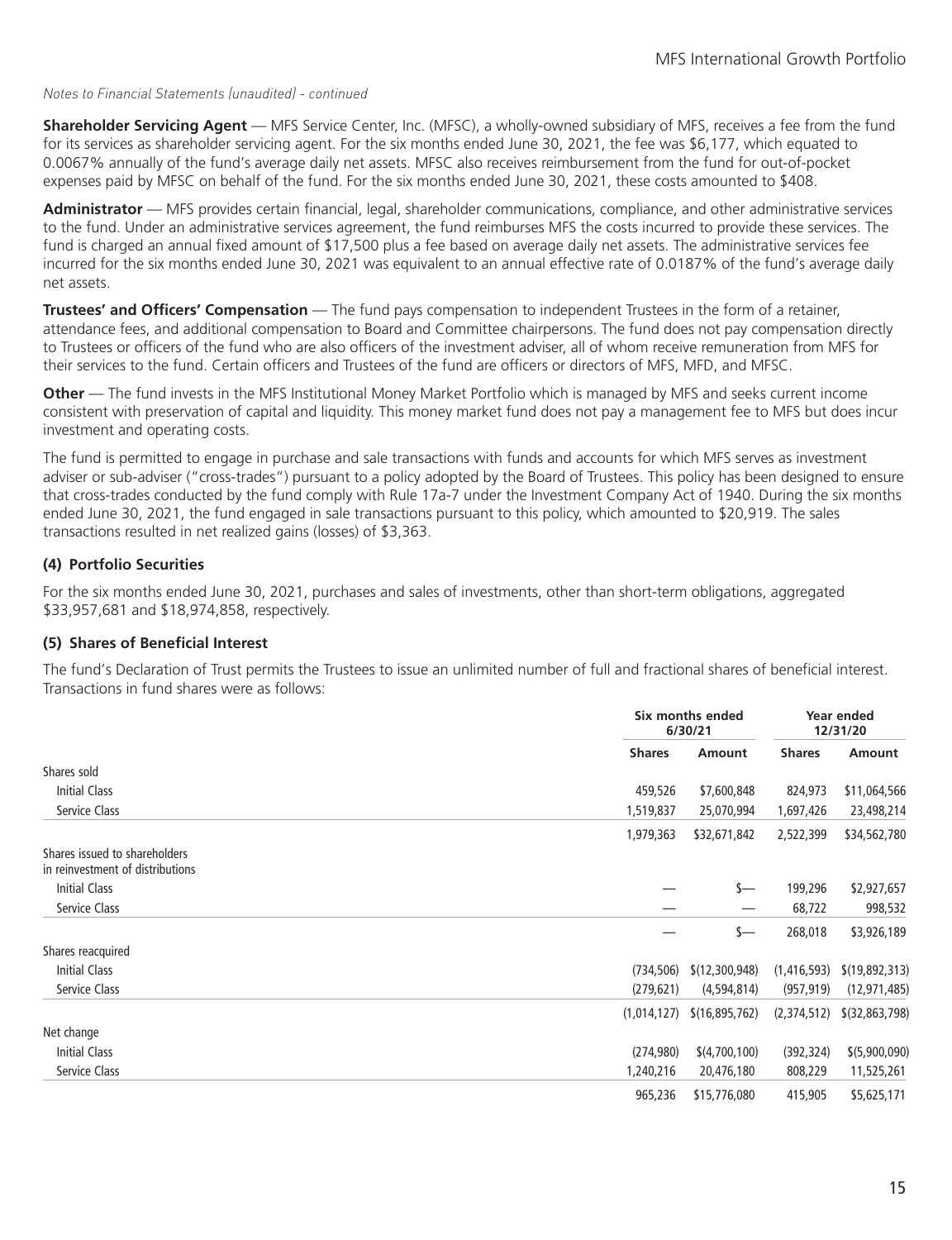*Notes to Financial Statements (unaudited) - continued*

**Shareholder Servicing Agent** — MFS Service Center, Inc. (MFSC), a wholly-owned subsidiary of MFS, receives a fee from the fund for its services as shareholder servicing agent. For the six months ended June 30, 2021, the fee was $6,177, which equated to 0.0067% annually of the fund's average daily net assets. MFSC also receives reimbursement from the fund for out-of-pocket expenses paid by MFSC on behalf of the fund. For the six months ended June 30, 2021, these costs amounted to $408.

**Administrator** — MFS provides certain financial, legal, shareholder communications, compliance, and other administrative services to the fund. Under an administrative services agreement, the fund reimburses MFS the costs incurred to provide these services. The fund is charged an annual fixed amount of $17,500 plus a fee based on average daily net assets. The administrative services fee incurred for the six months ended June 30, 2021 was equivalent to an annual effective rate of 0.0187% of the fund's average daily net assets.

**Trustees' and Officers' Compensation** — The fund pays compensation to independent Trustees in the form of a retainer, attendance fees, and additional compensation to Board and Committee chairpersons. The fund does not pay compensation directly to Trustees or officers of the fund who are also officers of the investment adviser, all of whom receive remuneration from MFS for their services to the fund. Certain officers and Trustees of the fund are officers or directors of MFS, MFD, and MFSC.

**Other** — The fund invests in the MFS Institutional Money Market Portfolio which is managed by MFS and seeks current income consistent with preservation of capital and liquidity. This money market fund does not pay a management fee to MFS but does incur investment and operating costs.

The fund is permitted to engage in purchase and sale transactions with funds and accounts for which MFS serves as investment adviser or sub-adviser ("cross-trades") pursuant to a policy adopted by the Board of Trustees. This policy has been designed to ensure that cross-trades conducted by the fund comply with Rule 17a-7 under the Investment Company Act of 1940. During the six months ended June 30, 2021, the fund engaged in sale transactions pursuant to this policy, which amounted to $20,919. The sales transactions resulted in net realized gains (losses) of $3,363.

### (4) Portfolio Securities

For the six months ended June 30, 2021, purchases and sales of investments, other than short-term obligations, aggregated $33,957,681 and $18,974,858, respectively.

### (5) Shares of Beneficial Interest

The fund's Declaration of Trust permits the Trustees to issue an unlimited number of full and fractional shares of beneficial interest. Transactions in fund shares were as follows:

| | Six months ended 6/30/21 | | Year ended 12/31/20 | |
|---|---|---|---|---|
| | **Shares** | **Amount** | **Shares** | **Amount** |
| Shares sold | | | | |
| Initial Class | 459,526 | $7,600,848 | 824,973 | $11,064,566 |
| Service Class | 1,519,837 | 25,070,994 | 1,697,426 | 23,498,214 |
| | 1,979,363 | $32,671,842 | 2,522,399 | $34,562,780 |
| Shares issued to shareholders in reinvestment of distributions | | | | |
| Initial Class | — | $— | 199,296 | $2,927,657 |
| Service Class | — | — | 68,722 | 998,532 |
| | — | $— | 268,018 | $3,926,189 |
| Shares reacquired | | | | |
| Initial Class | (734,506) | $(12,300,948) | (1,416,593) | $(19,892,313) |
| Service Class | (279,621) | (4,594,814) | (957,919) | (12,971,485) |
| | (1,014,127) | $(16,895,762) | (2,374,512) | $(32,863,798) |
| Net change | | | | |
| Initial Class | (274,980) | $(4,700,100) | (392,324) | $(5,900,090) |
| Service Class | 1,240,216 | 20,476,180 | 808,229 | 11,525,261 |
| | 965,236 | $15,776,080 | 415,905 | $5,625,171 |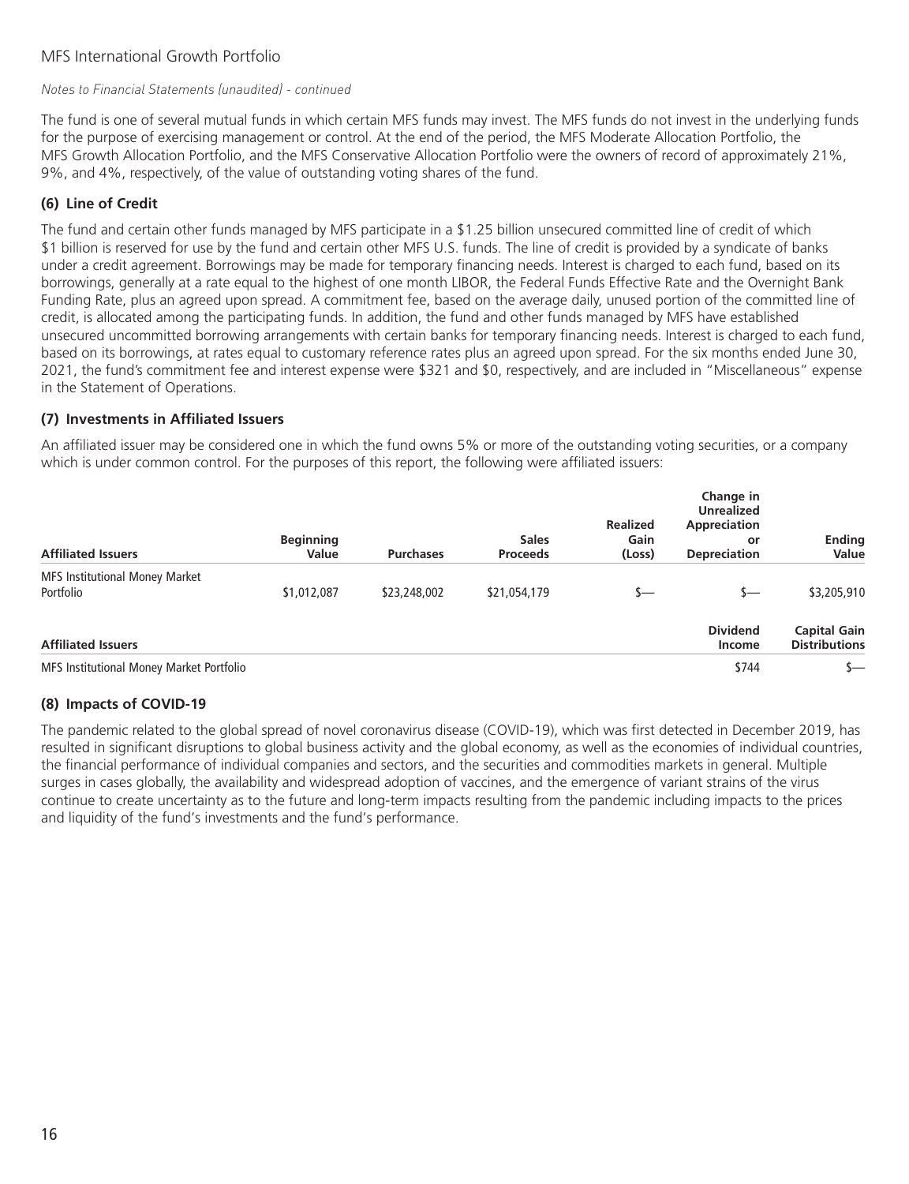*Notes to Financial Statements (unaudited) - continued*

The fund is one of several mutual funds in which certain MFS funds may invest. The MFS funds do not invest in the underlying funds for the purpose of exercising management or control. At the end of the period, the MFS Moderate Allocation Portfolio, the MFS Growth Allocation Portfolio, and the MFS Conservative Allocation Portfolio were the owners of record of approximately 21%, 9%, and 4%, respectively, of the value of outstanding voting shares of the fund.

### (6) Line of Credit

The fund and certain other funds managed by MFS participate in a $1.25 billion unsecured committed line of credit of which $1 billion is reserved for use by the fund and certain other MFS U.S. funds. The line of credit is provided by a syndicate of banks under a credit agreement. Borrowings may be made for temporary financing needs. Interest is charged to each fund, based on its borrowings, generally at a rate equal to the highest of one month LIBOR, the Federal Funds Effective Rate and the Overnight Bank Funding Rate, plus an agreed upon spread. A commitment fee, based on the average daily, unused portion of the committed line of credit, is allocated among the participating funds. In addition, the fund and other funds managed by MFS have established unsecured uncommitted borrowing arrangements with certain banks for temporary financing needs. Interest is charged to each fund, based on its borrowings, at rates equal to customary reference rates plus an agreed upon spread. For the six months ended June 30, 2021, the fund's commitment fee and interest expense were $321 and $0, respectively, and are included in "Miscellaneous" expense in the Statement of Operations.

### (7) Investments in Affiliated Issuers

An affiliated issuer may be considered one in which the fund owns 5% or more of the outstanding voting securities, or a company which is under common control. For the purposes of this report, the following were affiliated issuers:

| Affiliated Issuers | Beginning Value | Purchases | Sales Proceeds | Realized Gain (Loss) | Change in Unrealized Appreciation or Depreciation | Ending Value |
|---|---|---|---|---|---|---|
| MFS Institutional Money Market Portfolio | $1,012,087 | $23,248,002 | $21,054,179 | $— | $— | $3,205,910 |

| Affiliated Issuers | Dividend Income | Capital Gain Distributions |
|---|---|---|
| MFS Institutional Money Market Portfolio | $744 | $— |

### (8) Impacts of COVID-19

The pandemic related to the global spread of novel coronavirus disease (COVID-19), which was first detected in December 2019, has resulted in significant disruptions to global business activity and the global economy, as well as the economies of individual countries, the financial performance of individual companies and sectors, and the securities and commodities markets in general. Multiple surges in cases globally, the availability and widespread adoption of vaccines, and the emergence of variant strains of the virus continue to create uncertainty as to the future and long-term impacts resulting from the pandemic including impacts to the prices and liquidity of the fund's investments and the fund's performance.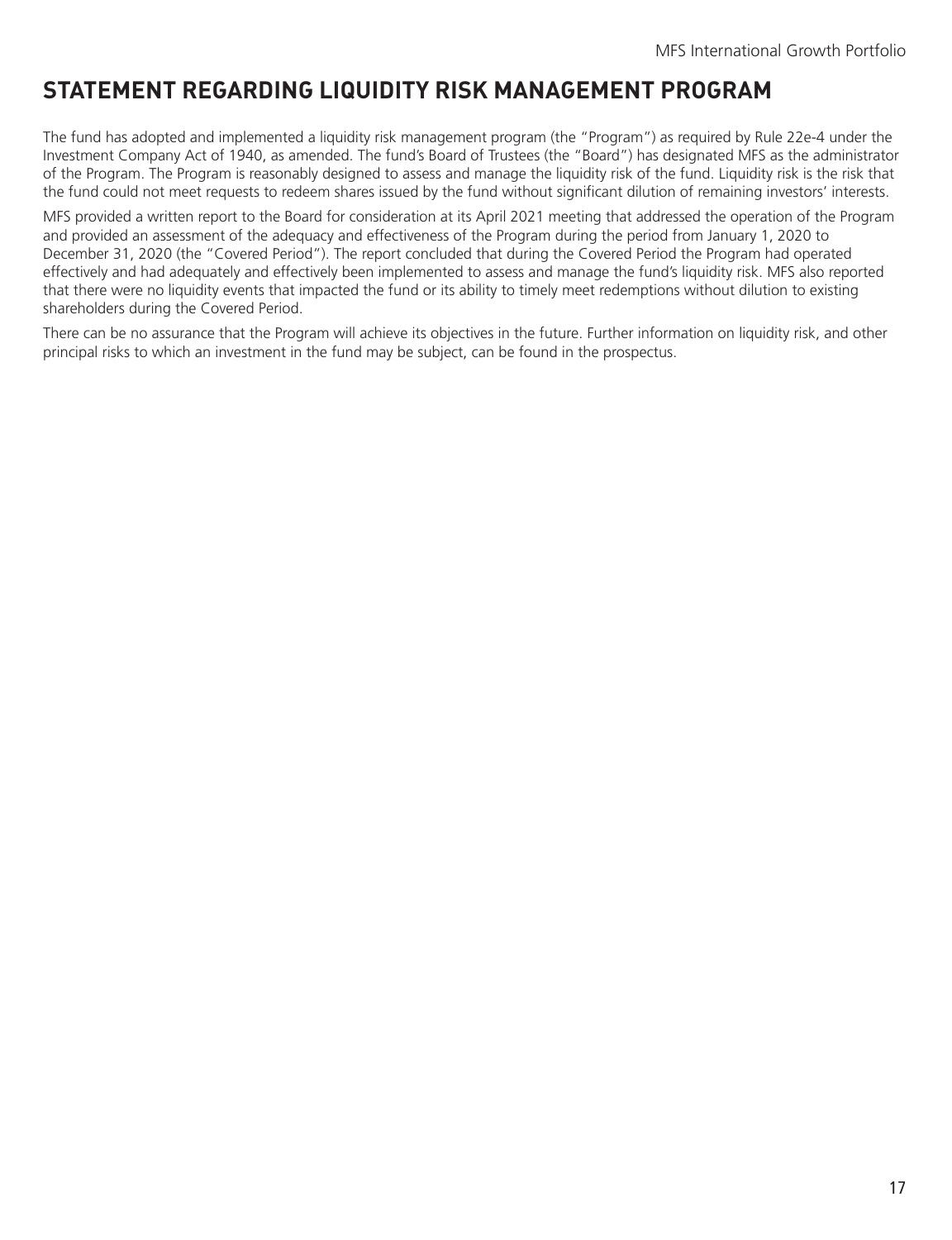# STATEMENT REGARDING LIQUIDITY RISK MANAGEMENT PROGRAM

The fund has adopted and implemented a liquidity risk management program (the "Program") as required by Rule 22e-4 under the Investment Company Act of 1940, as amended. The fund's Board of Trustees (the "Board") has designated MFS as the administrator of the Program. The Program is reasonably designed to assess and manage the liquidity risk of the fund. Liquidity risk is the risk that the fund could not meet requests to redeem shares issued by the fund without significant dilution of remaining investors' interests.

MFS provided a written report to the Board for consideration at its April 2021 meeting that addressed the operation of the Program and provided an assessment of the adequacy and effectiveness of the Program during the period from January 1, 2020 to December 31, 2020 (the "Covered Period"). The report concluded that during the Covered Period the Program had operated effectively and had adequately and effectively been implemented to assess and manage the fund's liquidity risk. MFS also reported that there were no liquidity events that impacted the fund or its ability to timely meet redemptions without dilution to existing shareholders during the Covered Period.

There can be no assurance that the Program will achieve its objectives in the future. Further information on liquidity risk, and other principal risks to which an investment in the fund may be subject, can be found in the prospectus.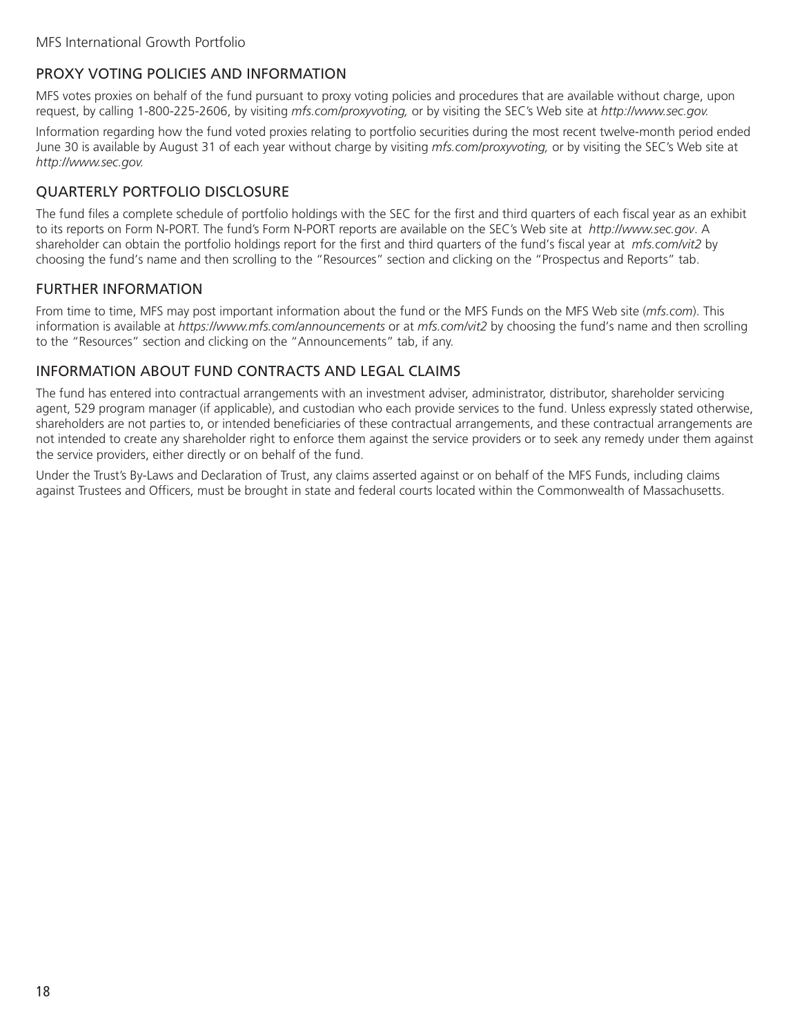## PROXY VOTING POLICIES AND INFORMATION

MFS votes proxies on behalf of the fund pursuant to proxy voting policies and procedures that are available without charge, upon request, by calling 1-800-225-2606, by visiting *mfs.com/proxyvoting,* or by visiting the SEC's Web site at *http://www.sec.gov.*

Information regarding how the fund voted proxies relating to portfolio securities during the most recent twelve-month period ended June 30 is available by August 31 of each year without charge by visiting *mfs.com/proxyvoting,* or by visiting the SEC's Web site at *http://www.sec.gov.*

## QUARTERLY PORTFOLIO DISCLOSURE

The fund files a complete schedule of portfolio holdings with the SEC for the first and third quarters of each fiscal year as an exhibit to its reports on Form N-PORT. The fund's Form N-PORT reports are available on the SEC's Web site at *http://www.sec.gov*. A shareholder can obtain the portfolio holdings report for the first and third quarters of the fund's fiscal year at *mfs.com/vit2* by choosing the fund's name and then scrolling to the "Resources" section and clicking on the "Prospectus and Reports" tab.

## FURTHER INFORMATION

From time to time, MFS may post important information about the fund or the MFS Funds on the MFS Web site (*mfs.com*). This information is available at *https://www.mfs.com/announcements* or at *mfs.com/vit2* by choosing the fund's name and then scrolling to the "Resources" section and clicking on the "Announcements" tab, if any.

## INFORMATION ABOUT FUND CONTRACTS AND LEGAL CLAIMS

The fund has entered into contractual arrangements with an investment adviser, administrator, distributor, shareholder servicing agent, 529 program manager (if applicable), and custodian who each provide services to the fund. Unless expressly stated otherwise, shareholders are not parties to, or intended beneficiaries of these contractual arrangements, and these contractual arrangements are not intended to create any shareholder right to enforce them against the service providers or to seek any remedy under them against the service providers, either directly or on behalf of the fund.

Under the Trust's By-Laws and Declaration of Trust, any claims asserted against or on behalf of the MFS Funds, including claims against Trustees and Officers, must be brought in state and federal courts located within the Commonwealth of Massachusetts.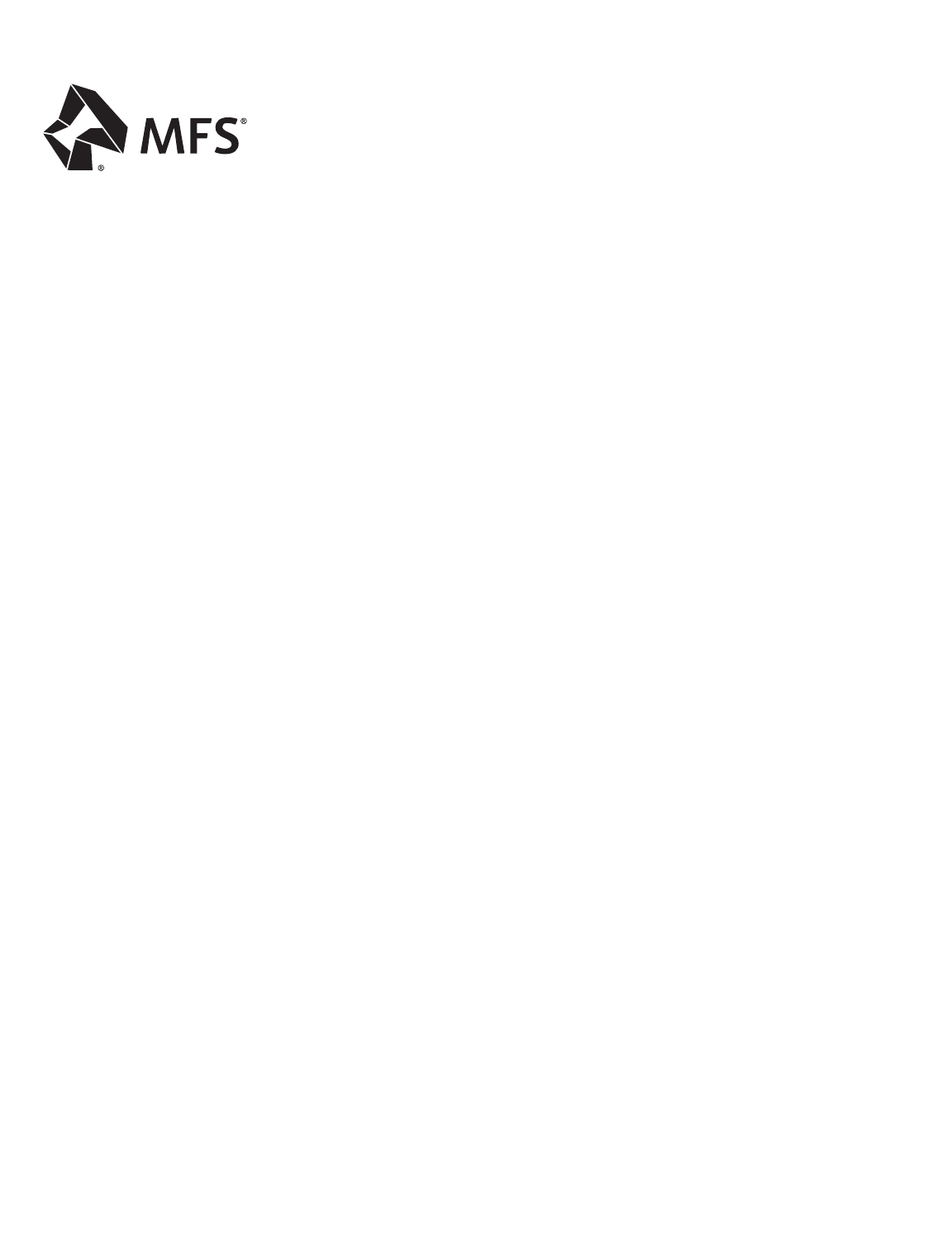MFS®